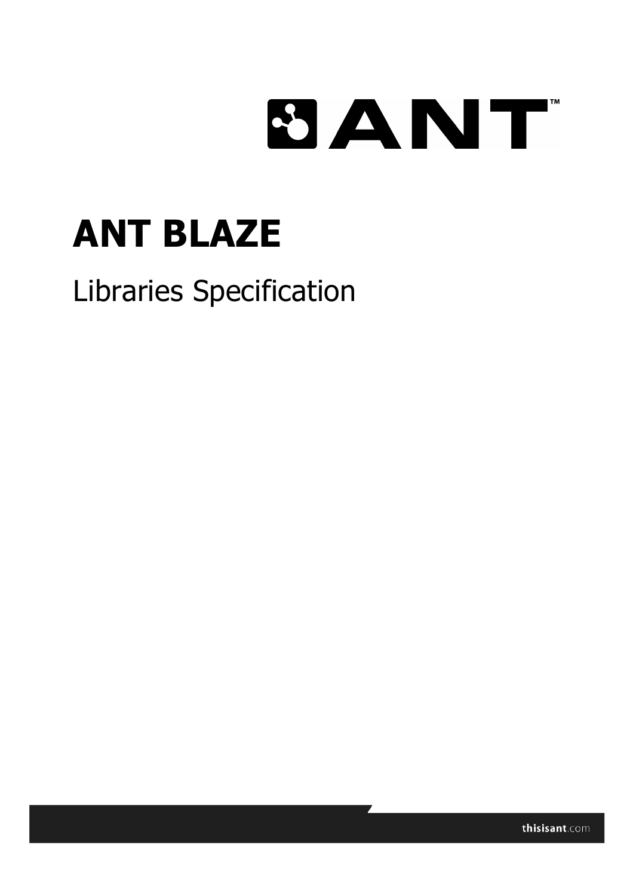# ANT BLAZE

## Libraries Specification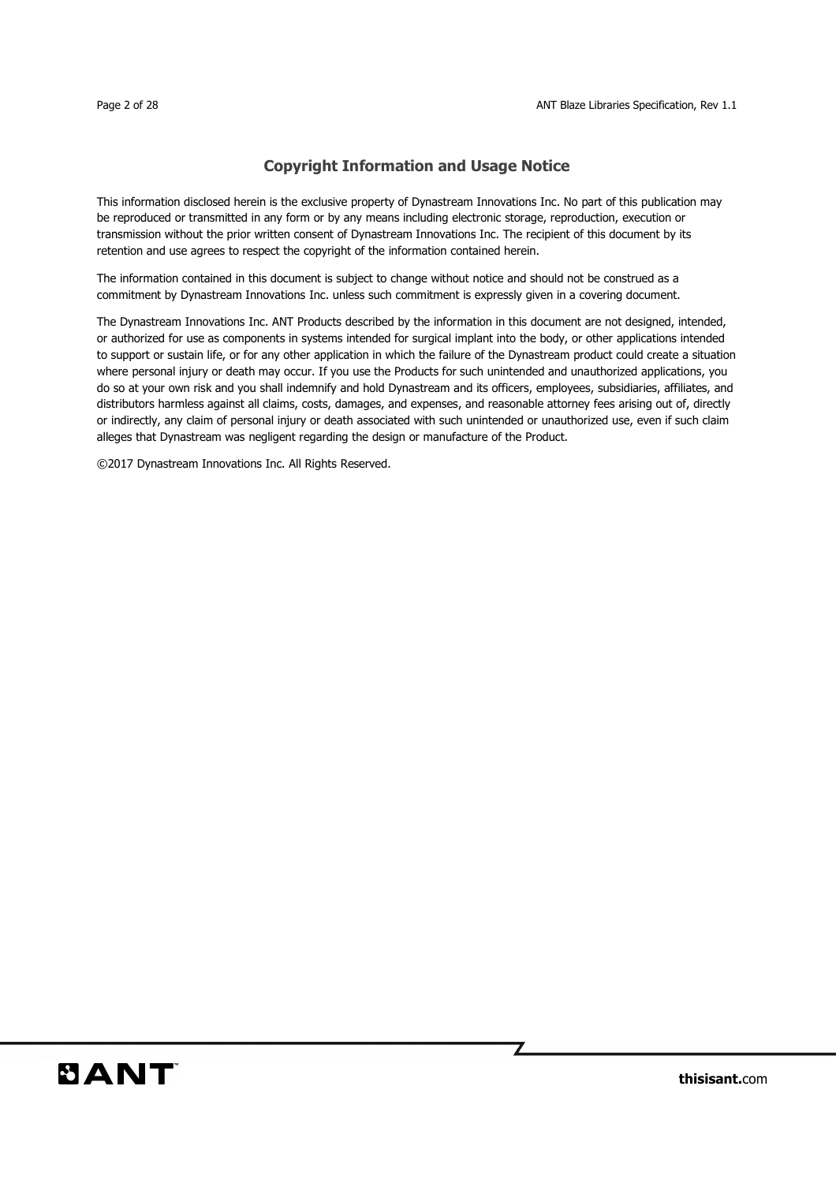## Copyright Information and Usage Notice

This information disclosed herein is the exclusive property of Dynastream Innovations Inc. No part of this publication may be reproduced or transmitted in any form or by any means including electronic storage, reproduction, execution or transmission without the prior written consent of Dynastream Innovations Inc. The recipient of this document by its retention and use agrees to respect the copyright of the information contained herein.

The information contained in this document is subject to change without notice and should not be construed as a commitment by Dynastream Innovations Inc. unless such commitment is expressly given in a covering document.

The Dynastream Innovations Inc. ANT Products described by the information in this document are not designed, intended, or authorized for use as components in systems intended for surgical implant into the body, or other applications intended to support or sustain life, or for any other application in which the failure of the Dynastream product could create a situation where personal injury or death may occur. If you use the Products for such unintended and unauthorized applications, you do so at your own risk and you shall indemnify and hold Dynastream and its officers, employees, subsidiaries, affiliates, and distributors harmless against all claims, costs, damages, and expenses, and reasonable attorney fees arising out of, directly or indirectly, any claim of personal injury or death associated with such unintended or unauthorized use, even if such claim alleges that Dynastream was negligent regarding the design or manufacture of the Product.

©2017 Dynastream Innovations Inc. All Rights Reserved.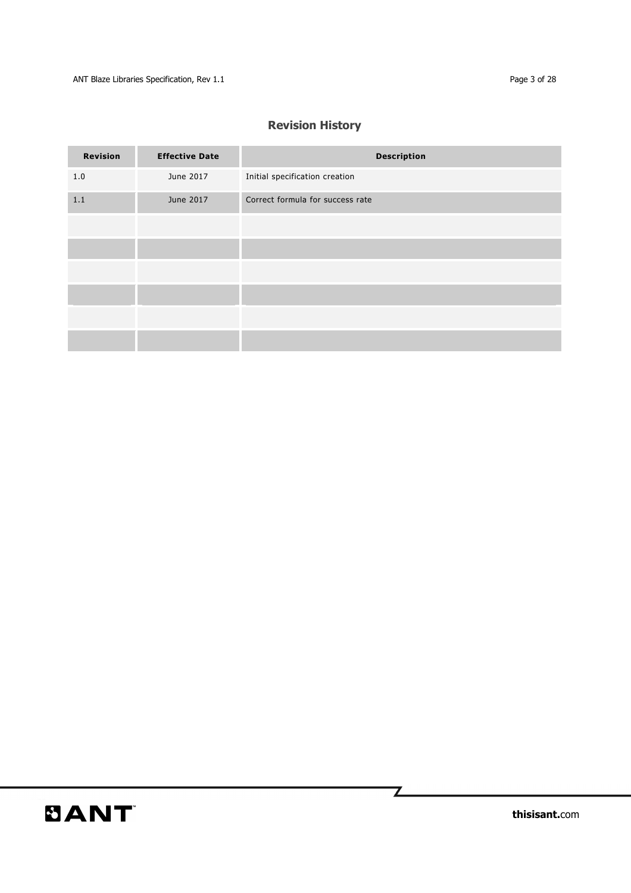## Revision History

| Revision | Effective Date | Description |
|---|---|---|
| 1.0 | June 2017 | Initial specification creation |
| 1.1 | June 2017 | Correct formula for success rate |
| | | |
| | | |
| | | |
| | | |
| | | |
| | | |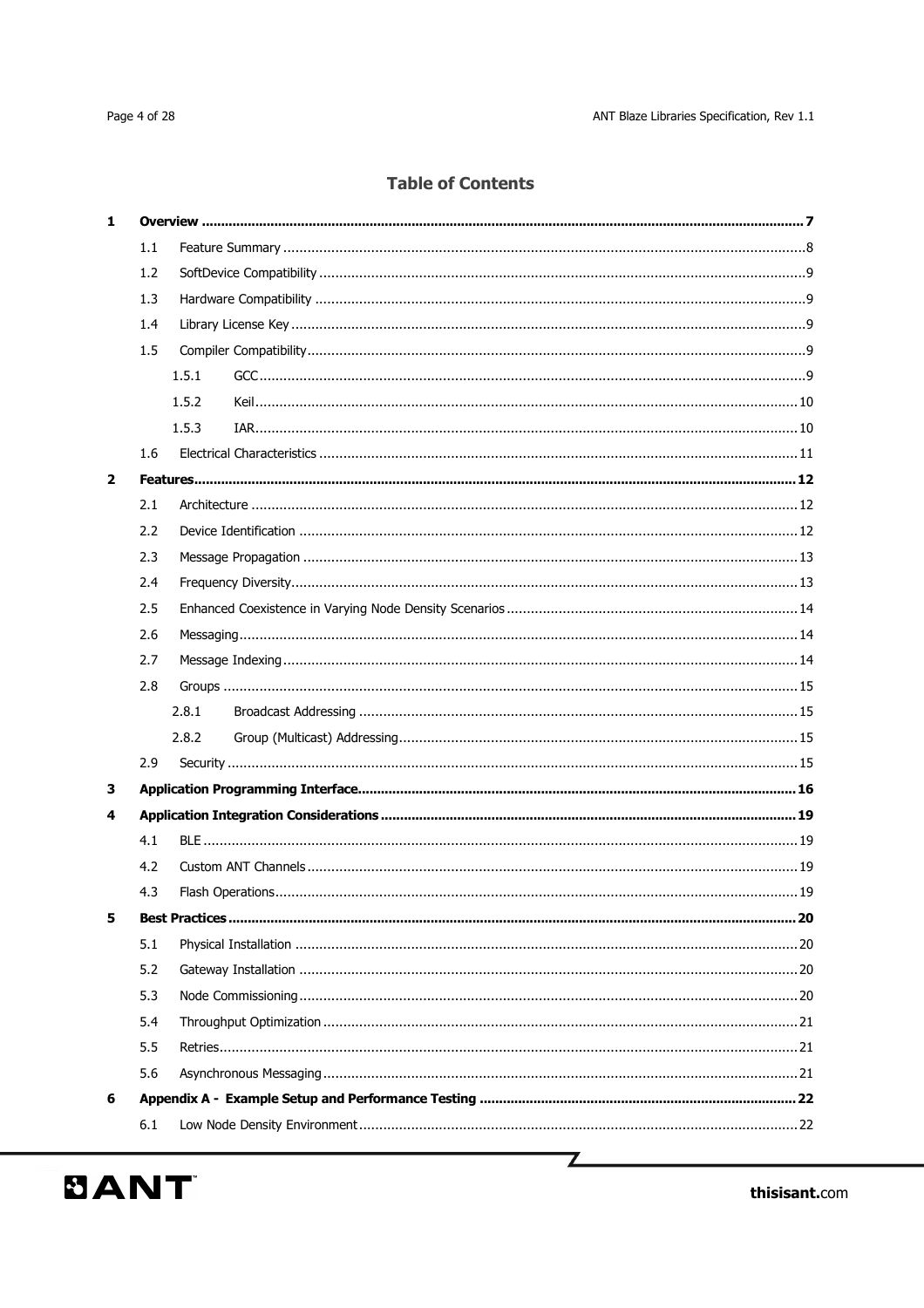# Table of Contents

**1 Overview ... 7**

- 1.1 Feature Summary ... 8
- 1.2 SoftDevice Compatibility ... 9
- 1.3 Hardware Compatibility ... 9
- 1.4 Library License Key ... 9
- 1.5 Compiler Compatibility ... 9
  - 1.5.1 GCC ... 9
  - 1.5.2 Keil ... 10
  - 1.5.3 IAR ... 10
- 1.6 Electrical Characteristics ... 11

**2 Features ... 12**

- 2.1 Architecture ... 12
- 2.2 Device Identification ... 12
- 2.3 Message Propagation ... 13
- 2.4 Frequency Diversity ... 13
- 2.5 Enhanced Coexistence in Varying Node Density Scenarios ... 14
- 2.6 Messaging ... 14
- 2.7 Message Indexing ... 14
- 2.8 Groups ... 15
  - 2.8.1 Broadcast Addressing ... 15
  - 2.8.2 Group (Multicast) Addressing ... 15
- 2.9 Security ... 15

**3 Application Programming Interface ... 16**

**4 Application Integration Considerations ... 19**

- 4.1 BLE ... 19
- 4.2 Custom ANT Channels ... 19
- 4.3 Flash Operations ... 19

**5 Best Practices ... 20**

- 5.1 Physical Installation ... 20
- 5.2 Gateway Installation ... 20
- 5.3 Node Commissioning ... 20
- 5.4 Throughput Optimization ... 21
- 5.5 Retries ... 21
- 5.6 Asynchronous Messaging ... 21

**6 Appendix A - Example Setup and Performance Testing ... 22**

- 6.1 Low Node Density Environment ... 22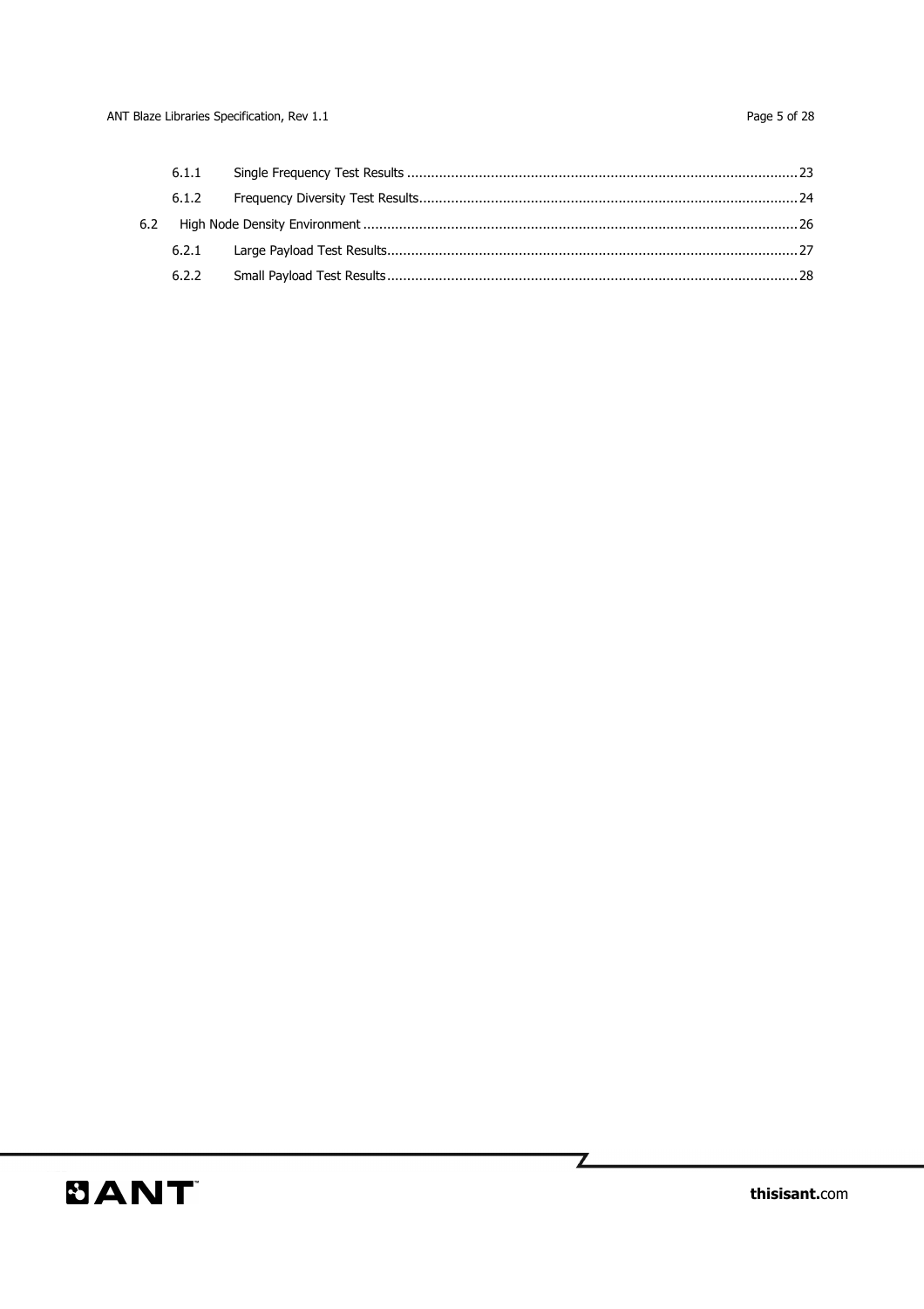6.1.1 Single Frequency Test Results ........................................................................................................ 23

6.1.2 Frequency Diversity Test Results...................................................................................................... 24

6.2 High Node Density Environment ............................................................................................................ 26

6.2.1 Large Payload Test Results.............................................................................................................. 27

6.2.2 Small Payload Test Results.............................................................................................................. 28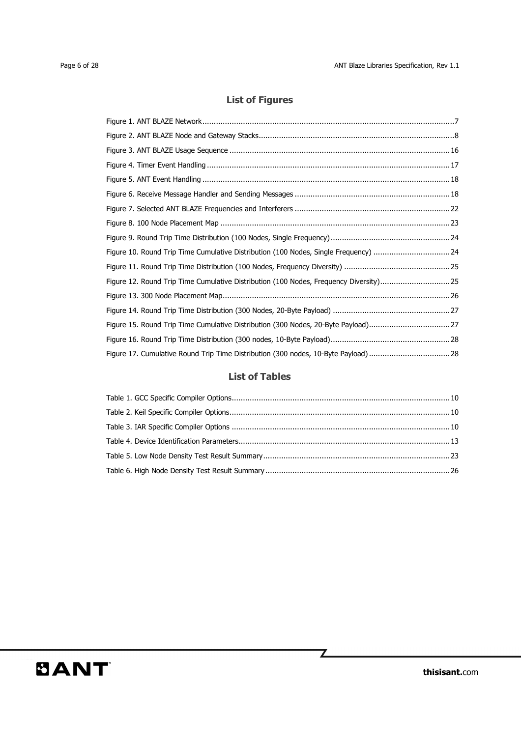## List of Figures

Figure 1. ANT BLAZE Network ............................................................................................................. 7
Figure 2. ANT BLAZE Node and Gateway Stacks ..................................................................................... 8
Figure 3. ANT BLAZE Usage Sequence ................................................................................................ 16
Figure 4. Timer Event Handling .......................................................................................................... 17
Figure 5. ANT Event Handling ............................................................................................................ 18
Figure 6. Receive Message Handler and Sending Messages .................................................................... 18
Figure 7. Selected ANT BLAZE Frequencies and Interferers .................................................................... 22
Figure 8. 100 Node Placement Map ..................................................................................................... 23
Figure 9. Round Trip Time Distribution (100 Nodes, Single Frequency) .................................................... 24
Figure 10. Round Trip Time Cumulative Distribution (100 Nodes, Single Frequency) .................................. 24
Figure 11. Round Trip Time Distribution (100 Nodes, Frequency Diversity) ............................................... 25
Figure 12. Round Trip Time Cumulative Distribution (100 Nodes, Frequency Diversity) ............................... 25
Figure 13. 300 Node Placement Map .................................................................................................... 26
Figure 14. Round Trip Time Distribution (300 Nodes, 20-Byte Payload) ................................................... 27
Figure 15. Round Trip Time Cumulative Distribution (300 Nodes, 20-Byte Payload) .................................... 27
Figure 16. Round Trip Time Distribution (300 nodes, 10-Byte Payload) ..................................................... 28
Figure 17. Cumulative Round Trip Time Distribution (300 nodes, 10-Byte Payload) .................................... 28

## List of Tables

Table 1. GCC Specific Compiler Options ................................................................................................ 10
Table 2. Keil Specific Compiler Options ................................................................................................. 10
Table 3. IAR Specific Compiler Options ................................................................................................ 10
Table 4. Device Identification Parameters ............................................................................................. 13
Table 5. Low Node Density Test Result Summary .................................................................................. 23
Table 6. High Node Density Test Result Summary ................................................................................. 26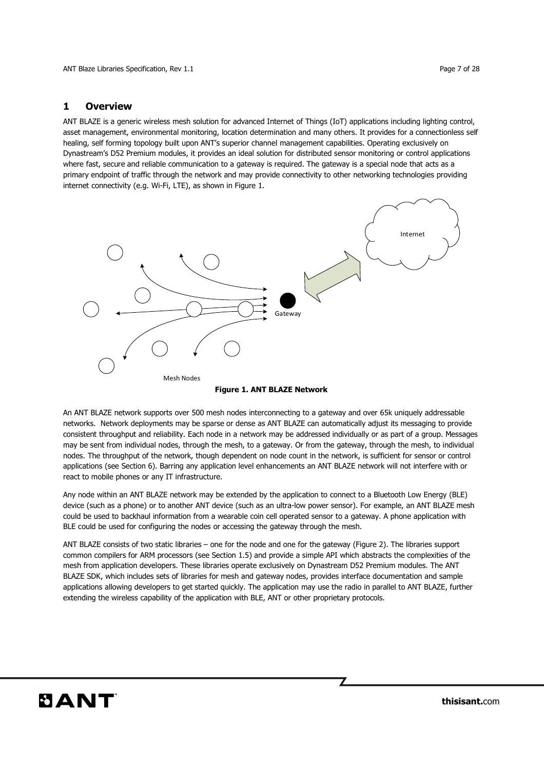# 1 Overview

ANT BLAZE is a generic wireless mesh solution for advanced Internet of Things (IoT) applications including lighting control, asset management, environmental monitoring, location determination and many others. It provides for a connectionless self healing, self forming topology built upon ANT's superior channel management capabilities. Operating exclusively on Dynastream's D52 Premium modules, it provides an ideal solution for distributed sensor monitoring or control applications where fast, secure and reliable communication to a gateway is required. The gateway is a special node that acts as a primary endpoint of traffic through the network and may provide connectivity to other networking technologies providing internet connectivity (e.g. Wi-Fi, LTE), as shown in Figure 1.

**Figure 1. ANT BLAZE Network**

An ANT BLAZE network supports over 500 mesh nodes interconnecting to a gateway and over 65k uniquely addressable networks. Network deployments may be sparse or dense as ANT BLAZE can automatically adjust its messaging to provide consistent throughput and reliability. Each node in a network may be addressed individually or as part of a group. Messages may be sent from individual nodes, through the mesh, to a gateway. Or from the gateway, through the mesh, to individual nodes. The throughput of the network, though dependent on node count in the network, is sufficient for sensor or control applications (see Section 6). Barring any application level enhancements an ANT BLAZE network will not interfere with or react to mobile phones or any IT infrastructure.

Any node within an ANT BLAZE network may be extended by the application to connect to a Bluetooth Low Energy (BLE) device (such as a phone) or to another ANT device (such as an ultra-low power sensor). For example, an ANT BLAZE mesh could be used to backhaul information from a wearable coin cell operated sensor to a gateway. A phone application with BLE could be used for configuring the nodes or accessing the gateway through the mesh.

ANT BLAZE consists of two static libraries – one for the node and one for the gateway (Figure 2). The libraries support common compilers for ARM processors (see Section 1.5) and provide a simple API which abstracts the complexities of the mesh from application developers. These libraries operate exclusively on Dynastream D52 Premium modules. The ANT BLAZE SDK, which includes sets of libraries for mesh and gateway nodes, provides interface documentation and sample applications allowing developers to get started quickly. The application may use the radio in parallel to ANT BLAZE, further extending the wireless capability of the application with BLE, ANT or other proprietary protocols.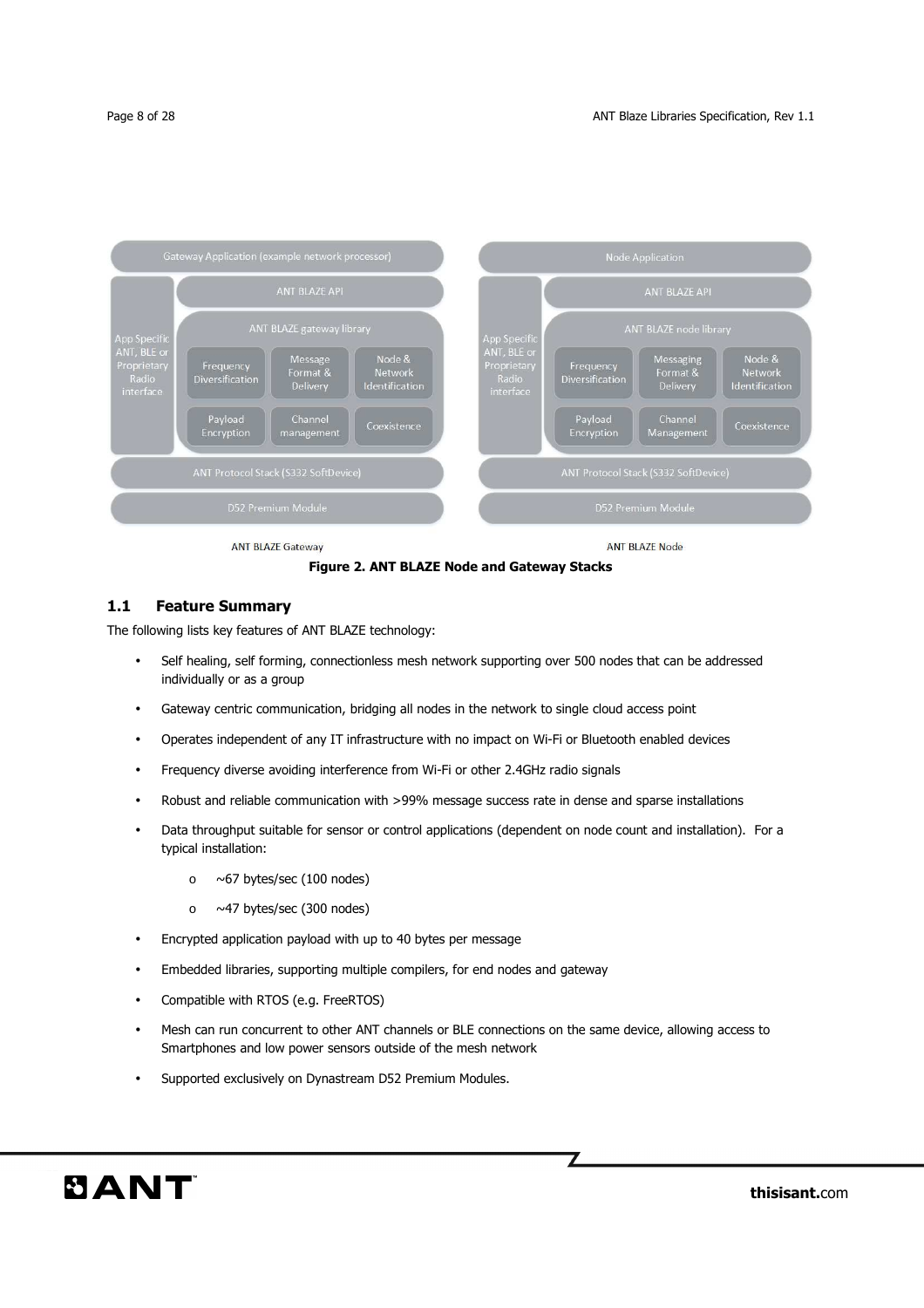Figure 2. ANT BLAZE Node and Gateway Stacks

## 1.1 Feature Summary

The following lists key features of ANT BLAZE technology:

- Self healing, self forming, connectionless mesh network supporting over 500 nodes that can be addressed individually or as a group
- Gateway centric communication, bridging all nodes in the network to single cloud access point
- Operates independent of any IT infrastructure with no impact on Wi-Fi or Bluetooth enabled devices
- Frequency diverse avoiding interference from Wi-Fi or other 2.4GHz radio signals
- Robust and reliable communication with >99% message success rate in dense and sparse installations
- Data throughput suitable for sensor or control applications (dependent on node count and installation). For a typical installation:
  - ~67 bytes/sec (100 nodes)
  - ~47 bytes/sec (300 nodes)
- Encrypted application payload with up to 40 bytes per message
- Embedded libraries, supporting multiple compilers, for end nodes and gateway
- Compatible with RTOS (e.g. FreeRTOS)
- Mesh can run concurrent to other ANT channels or BLE connections on the same device, allowing access to Smartphones and low power sensors outside of the mesh network
- Supported exclusively on Dynastream D52 Premium Modules.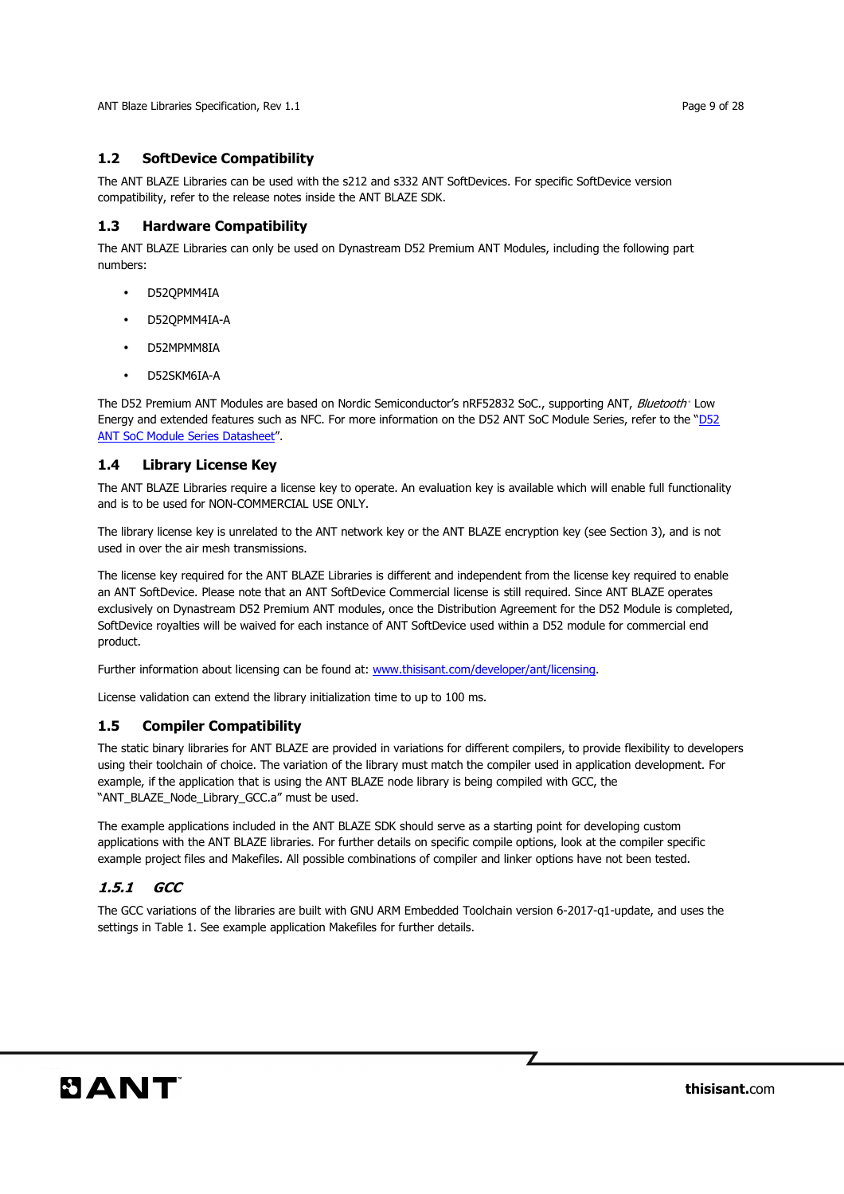## 1.2 SoftDevice Compatibility

The ANT BLAZE Libraries can be used with the s212 and s332 ANT SoftDevices. For specific SoftDevice version compatibility, refer to the release notes inside the ANT BLAZE SDK.

## 1.3 Hardware Compatibility

The ANT BLAZE Libraries can only be used on Dynastream D52 Premium ANT Modules, including the following part numbers:

- D52QPMM4IA
- D52QPMM4IA-A
- D52MPMM8IA
- D52SKM6IA-A

The D52 Premium ANT Modules are based on Nordic Semiconductor's nRF52832 SoC., supporting ANT, *Bluetooth*® Low Energy and extended features such as NFC. For more information on the D52 ANT SoC Module Series, refer to the "D52 ANT SoC Module Series Datasheet".

## 1.4 Library License Key

The ANT BLAZE Libraries require a license key to operate. An evaluation key is available which will enable full functionality and is to be used for NON-COMMERCIAL USE ONLY.

The library license key is unrelated to the ANT network key or the ANT BLAZE encryption key (see Section 3), and is not used in over the air mesh transmissions.

The license key required for the ANT BLAZE Libraries is different and independent from the license key required to enable an ANT SoftDevice. Please note that an ANT SoftDevice Commercial license is still required. Since ANT BLAZE operates exclusively on Dynastream D52 Premium ANT modules, once the Distribution Agreement for the D52 Module is completed, SoftDevice royalties will be waived for each instance of ANT SoftDevice used within a D52 module for commercial end product.

Further information about licensing can be found at: www.thisisant.com/developer/ant/licensing.

License validation can extend the library initialization time to up to 100 ms.

## 1.5 Compiler Compatibility

The static binary libraries for ANT BLAZE are provided in variations for different compilers, to provide flexibility to developers using their toolchain of choice. The variation of the library must match the compiler used in application development. For example, if the application that is using the ANT BLAZE node library is being compiled with GCC, the "ANT_BLAZE_Node_Library_GCC.a" must be used.

The example applications included in the ANT BLAZE SDK should serve as a starting point for developing custom applications with the ANT BLAZE libraries. For further details on specific compile options, look at the compiler specific example project files and Makefiles. All possible combinations of compiler and linker options have not been tested.

### *1.5.1 GCC*

The GCC variations of the libraries are built with GNU ARM Embedded Toolchain version 6-2017-q1-update, and uses the settings in Table 1. See example application Makefiles for further details.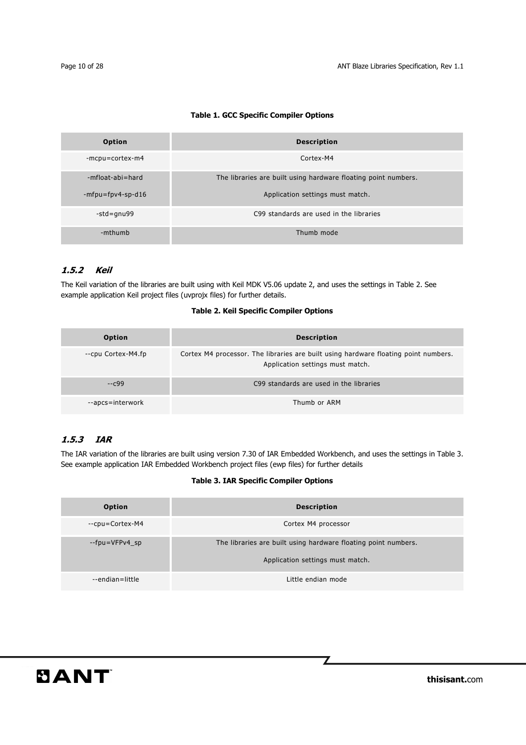**Table 1. GCC Specific Compiler Options**

| Option | Description |
|---|---|
| -mcpu=cortex-m4 | Cortex-M4 |
| -mfloat-abi=hard<br>-mfpu=fpv4-sp-d16 | The libraries are built using hardware floating point numbers.<br>Application settings must match. |
| -std=gnu99 | C99 standards are used in the libraries |
| -mthumb | Thumb mode |

### *1.5.2 Keil*

The Keil variation of the libraries are built using with Keil MDK V5.06 update 2, and uses the settings in Table 2. See example application Keil project files (uvprojx files) for further details.

**Table 2. Keil Specific Compiler Options**

| Option | Description |
|---|---|
| --cpu Cortex-M4.fp | Cortex M4 processor. The libraries are built using hardware floating point numbers. Application settings must match. |
| --c99 | C99 standards are used in the libraries |
| --apcs=interwork | Thumb or ARM |

### *1.5.3 IAR*

The IAR variation of the libraries are built using version 7.30 of IAR Embedded Workbench, and uses the settings in Table 3. See example application IAR Embedded Workbench project files (ewp files) for further details

**Table 3. IAR Specific Compiler Options**

| Option | Description |
|---|---|
| --cpu=Cortex-M4 | Cortex M4 processor |
| --fpu=VFPv4_sp | The libraries are built using hardware floating point numbers.<br>Application settings must match. |
| --endian=little | Little endian mode |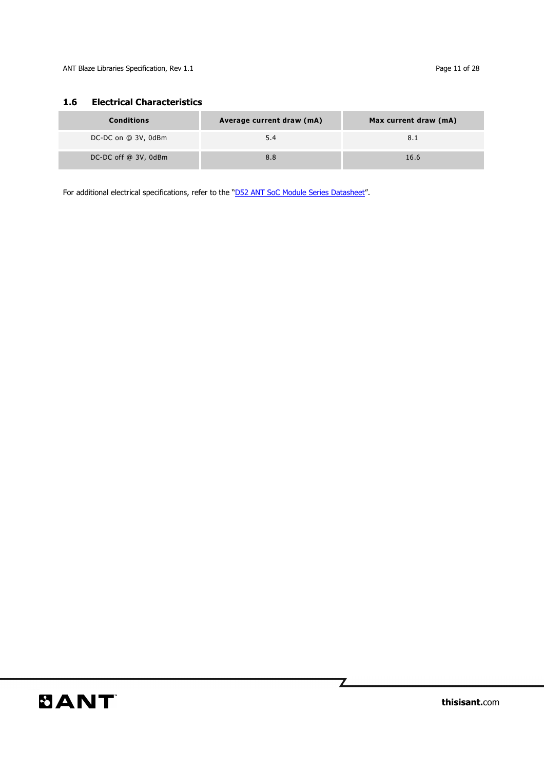## 1.6 Electrical Characteristics

| Conditions | Average current draw (mA) | Max current draw (mA) |
|---|---|---|
| DC-DC on @ 3V, 0dBm | 5.4 | 8.1 |
| DC-DC off @ 3V, 0dBm | 8.8 | 16.6 |

For additional electrical specifications, refer to the "D52 ANT SoC Module Series Datasheet".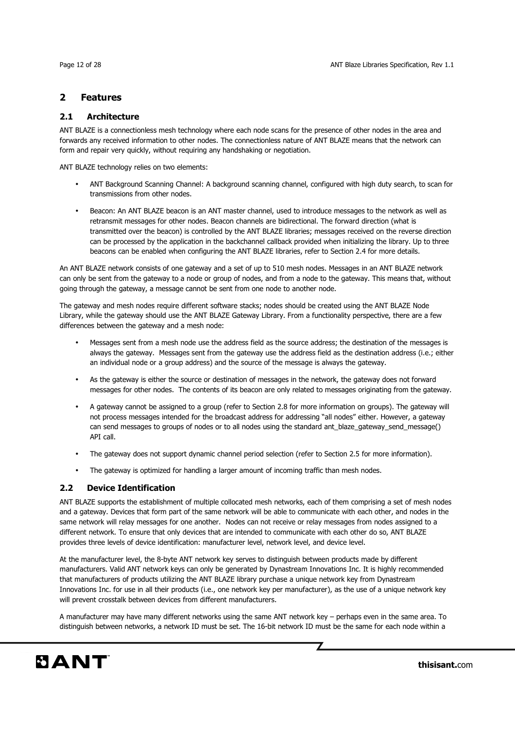# 2 Features

## 2.1 Architecture

ANT BLAZE is a connectionless mesh technology where each node scans for the presence of other nodes in the area and forwards any received information to other nodes. The connectionless nature of ANT BLAZE means that the network can form and repair very quickly, without requiring any handshaking or negotiation.

ANT BLAZE technology relies on two elements:

- ANT Background Scanning Channel: A background scanning channel, configured with high duty search, to scan for transmissions from other nodes.
- Beacon: An ANT BLAZE beacon is an ANT master channel, used to introduce messages to the network as well as retransmit messages for other nodes. Beacon channels are bidirectional. The forward direction (what is transmitted over the beacon) is controlled by the ANT BLAZE libraries; messages received on the reverse direction can be processed by the application in the backchannel callback provided when initializing the library. Up to three beacons can be enabled when configuring the ANT BLAZE libraries, refer to Section 2.4 for more details.

An ANT BLAZE network consists of one gateway and a set of up to 510 mesh nodes. Messages in an ANT BLAZE network can only be sent from the gateway to a node or group of nodes, and from a node to the gateway. This means that, without going through the gateway, a message cannot be sent from one node to another node.

The gateway and mesh nodes require different software stacks; nodes should be created using the ANT BLAZE Node Library, while the gateway should use the ANT BLAZE Gateway Library. From a functionality perspective, there are a few differences between the gateway and a mesh node:

- Messages sent from a mesh node use the address field as the source address; the destination of the messages is always the gateway. Messages sent from the gateway use the address field as the destination address (i.e.; either an individual node or a group address) and the source of the message is always the gateway.
- As the gateway is either the source or destination of messages in the network, the gateway does not forward messages for other nodes. The contents of its beacon are only related to messages originating from the gateway.
- A gateway cannot be assigned to a group (refer to Section 2.8 for more information on groups). The gateway will not process messages intended for the broadcast address for addressing "all nodes" either. However, a gateway can send messages to groups of nodes or to all nodes using the standard ant_blaze_gateway_send_message() API call.
- The gateway does not support dynamic channel period selection (refer to Section 2.5 for more information).
- The gateway is optimized for handling a larger amount of incoming traffic than mesh nodes.

## 2.2 Device Identification

ANT BLAZE supports the establishment of multiple collocated mesh networks, each of them comprising a set of mesh nodes and a gateway. Devices that form part of the same network will be able to communicate with each other, and nodes in the same network will relay messages for one another. Nodes can not receive or relay messages from nodes assigned to a different network. To ensure that only devices that are intended to communicate with each other do so, ANT BLAZE provides three levels of device identification: manufacturer level, network level, and device level.

At the manufacturer level, the 8-byte ANT network key serves to distinguish between products made by different manufacturers. Valid ANT network keys can only be generated by Dynastream Innovations Inc. It is highly recommended that manufacturers of products utilizing the ANT BLAZE library purchase a unique network key from Dynastream Innovations Inc. for use in all their products (i.e., one network key per manufacturer), as the use of a unique network key will prevent crosstalk between devices from different manufacturers.

A manufacturer may have many different networks using the same ANT network key – perhaps even in the same area. To distinguish between networks, a network ID must be set. The 16-bit network ID must be the same for each node within a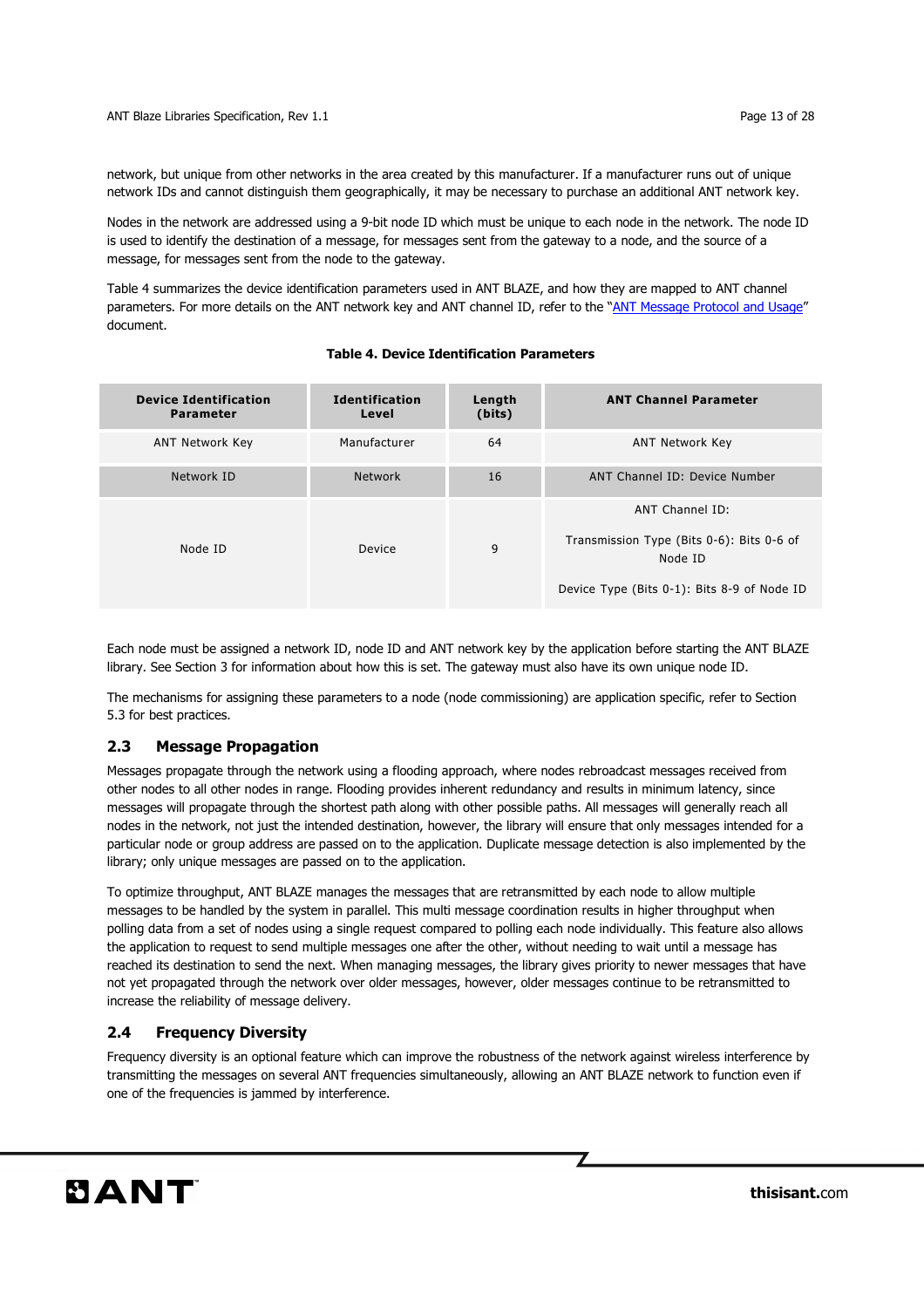network, but unique from other networks in the area created by this manufacturer. If a manufacturer runs out of unique network IDs and cannot distinguish them geographically, it may be necessary to purchase an additional ANT network key.

Nodes in the network are addressed using a 9-bit node ID which must be unique to each node in the network. The node ID is used to identify the destination of a message, for messages sent from the gateway to a node, and the source of a message, for messages sent from the node to the gateway.

Table 4 summarizes the device identification parameters used in ANT BLAZE, and how they are mapped to ANT channel parameters. For more details on the ANT network key and ANT channel ID, refer to the "ANT Message Protocol and Usage" document.

**Table 4. Device Identification Parameters**

| Device Identification Parameter | Identification Level | Length (bits) | ANT Channel Parameter |
|---|---|---|---|
| ANT Network Key | Manufacturer | 64 | ANT Network Key |
| Network ID | Network | 16 | ANT Channel ID: Device Number |
| Node ID | Device | 9 | ANT Channel ID:<br>Transmission Type (Bits 0-6): Bits 0-6 of Node ID<br>Device Type (Bits 0-1): Bits 8-9 of Node ID |

Each node must be assigned a network ID, node ID and ANT network key by the application before starting the ANT BLAZE library. See Section 3 for information about how this is set. The gateway must also have its own unique node ID.

The mechanisms for assigning these parameters to a node (node commissioning) are application specific, refer to Section 5.3 for best practices.

## 2.3 Message Propagation

Messages propagate through the network using a flooding approach, where nodes rebroadcast messages received from other nodes to all other nodes in range. Flooding provides inherent redundancy and results in minimum latency, since messages will propagate through the shortest path along with other possible paths. All messages will generally reach all nodes in the network, not just the intended destination, however, the library will ensure that only messages intended for a particular node or group address are passed on to the application. Duplicate message detection is also implemented by the library; only unique messages are passed on to the application.

To optimize throughput, ANT BLAZE manages the messages that are retransmitted by each node to allow multiple messages to be handled by the system in parallel. This multi message coordination results in higher throughput when polling data from a set of nodes using a single request compared to polling each node individually. This feature also allows the application to request to send multiple messages one after the other, without needing to wait until a message has reached its destination to send the next. When managing messages, the library gives priority to newer messages that have not yet propagated through the network over older messages, however, older messages continue to be retransmitted to increase the reliability of message delivery.

## 2.4 Frequency Diversity

Frequency diversity is an optional feature which can improve the robustness of the network against wireless interference by transmitting the messages on several ANT frequencies simultaneously, allowing an ANT BLAZE network to function even if one of the frequencies is jammed by interference.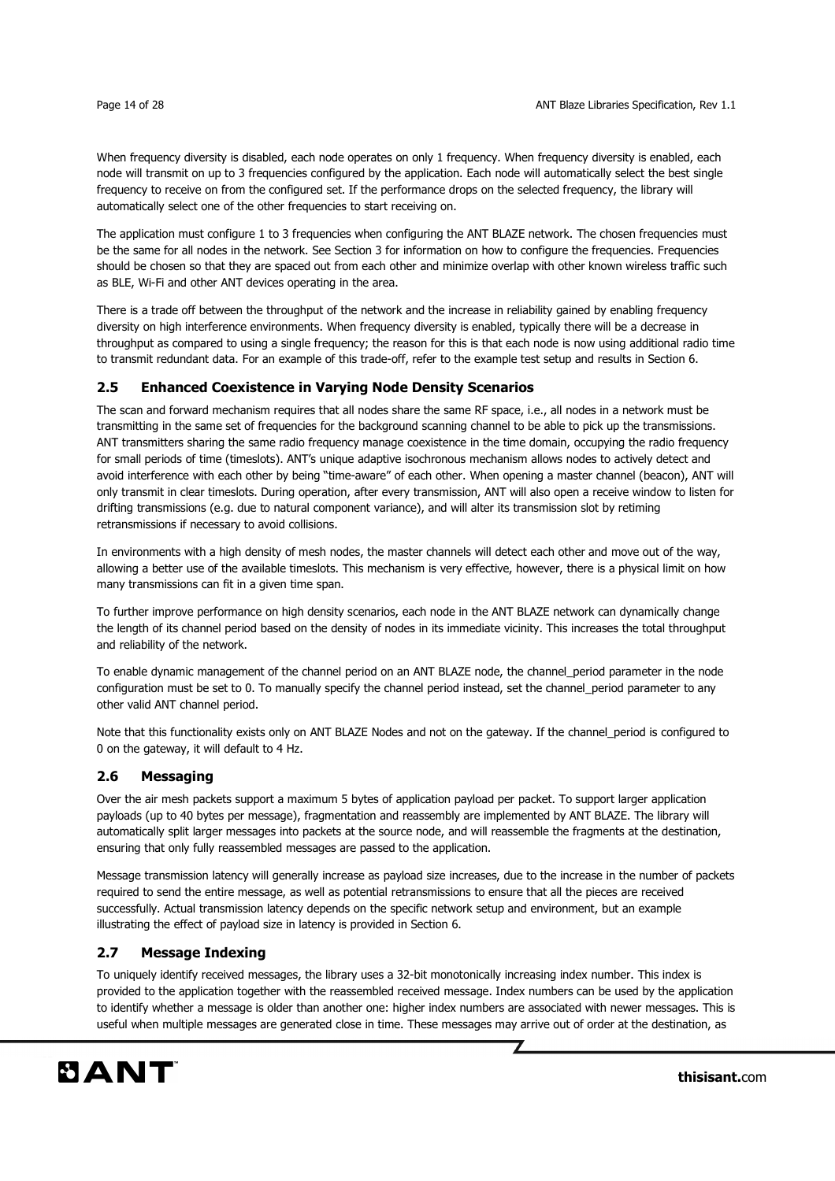When frequency diversity is disabled, each node operates on only 1 frequency. When frequency diversity is enabled, each node will transmit on up to 3 frequencies configured by the application. Each node will automatically select the best single frequency to receive on from the configured set. If the performance drops on the selected frequency, the library will automatically select one of the other frequencies to start receiving on.

The application must configure 1 to 3 frequencies when configuring the ANT BLAZE network. The chosen frequencies must be the same for all nodes in the network. See Section 3 for information on how to configure the frequencies. Frequencies should be chosen so that they are spaced out from each other and minimize overlap with other known wireless traffic such as BLE, Wi-Fi and other ANT devices operating in the area.

There is a trade off between the throughput of the network and the increase in reliability gained by enabling frequency diversity on high interference environments. When frequency diversity is enabled, typically there will be a decrease in throughput as compared to using a single frequency; the reason for this is that each node is now using additional radio time to transmit redundant data. For an example of this trade-off, refer to the example test setup and results in Section 6.

## 2.5 Enhanced Coexistence in Varying Node Density Scenarios

The scan and forward mechanism requires that all nodes share the same RF space, i.e., all nodes in a network must be transmitting in the same set of frequencies for the background scanning channel to be able to pick up the transmissions. ANT transmitters sharing the same radio frequency manage coexistence in the time domain, occupying the radio frequency for small periods of time (timeslots). ANT's unique adaptive isochronous mechanism allows nodes to actively detect and avoid interference with each other by being "time-aware" of each other. When opening a master channel (beacon), ANT will only transmit in clear timeslots. During operation, after every transmission, ANT will also open a receive window to listen for drifting transmissions (e.g. due to natural component variance), and will alter its transmission slot by retiming retransmissions if necessary to avoid collisions.

In environments with a high density of mesh nodes, the master channels will detect each other and move out of the way, allowing a better use of the available timeslots. This mechanism is very effective, however, there is a physical limit on how many transmissions can fit in a given time span.

To further improve performance on high density scenarios, each node in the ANT BLAZE network can dynamically change the length of its channel period based on the density of nodes in its immediate vicinity. This increases the total throughput and reliability of the network.

To enable dynamic management of the channel period on an ANT BLAZE node, the channel_period parameter in the node configuration must be set to 0. To manually specify the channel period instead, set the channel_period parameter to any other valid ANT channel period.

Note that this functionality exists only on ANT BLAZE Nodes and not on the gateway. If the channel_period is configured to 0 on the gateway, it will default to 4 Hz.

## 2.6 Messaging

Over the air mesh packets support a maximum 5 bytes of application payload per packet. To support larger application payloads (up to 40 bytes per message), fragmentation and reassembly are implemented by ANT BLAZE. The library will automatically split larger messages into packets at the source node, and will reassemble the fragments at the destination, ensuring that only fully reassembled messages are passed to the application.

Message transmission latency will generally increase as payload size increases, due to the increase in the number of packets required to send the entire message, as well as potential retransmissions to ensure that all the pieces are received successfully. Actual transmission latency depends on the specific network setup and environment, but an example illustrating the effect of payload size in latency is provided in Section 6.

## 2.7 Message Indexing

To uniquely identify received messages, the library uses a 32-bit monotonically increasing index number. This index is provided to the application together with the reassembled received message. Index numbers can be used by the application to identify whether a message is older than another one: higher index numbers are associated with newer messages. This is useful when multiple messages are generated close in time. These messages may arrive out of order at the destination, as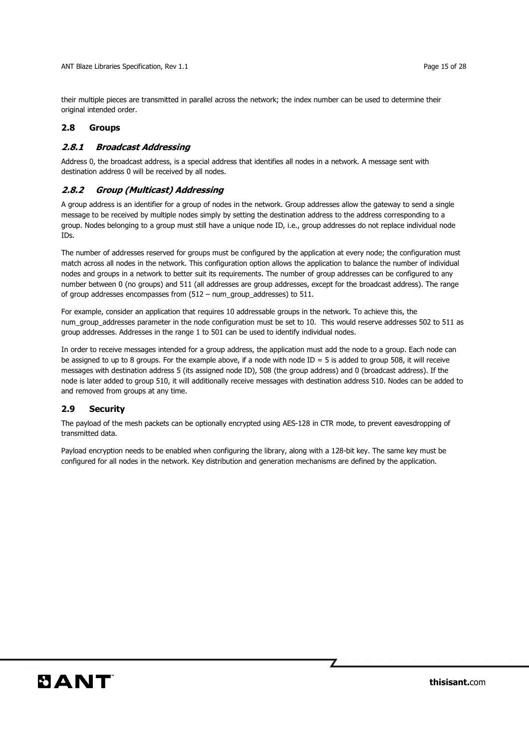their multiple pieces are transmitted in parallel across the network; the index number can be used to determine their original intended order.

## 2.8 Groups

### *2.8.1 Broadcast Addressing*

Address 0, the broadcast address, is a special address that identifies all nodes in a network. A message sent with destination address 0 will be received by all nodes.

### *2.8.2 Group (Multicast) Addressing*

A group address is an identifier for a group of nodes in the network. Group addresses allow the gateway to send a single message to be received by multiple nodes simply by setting the destination address to the address corresponding to a group. Nodes belonging to a group must still have a unique node ID, i.e., group addresses do not replace individual node IDs.

The number of addresses reserved for groups must be configured by the application at every node; the configuration must match across all nodes in the network. This configuration option allows the application to balance the number of individual nodes and groups in a network to better suit its requirements. The number of group addresses can be configured to any number between 0 (no groups) and 511 (all addresses are group addresses, except for the broadcast address). The range of group addresses encompasses from (512 – num_group_addresses) to 511.

For example, consider an application that requires 10 addressable groups in the network. To achieve this, the num_group_addresses parameter in the node configuration must be set to 10. This would reserve addresses 502 to 511 as group addresses. Addresses in the range 1 to 501 can be used to identify individual nodes.

In order to receive messages intended for a group address, the application must add the node to a group. Each node can be assigned to up to 8 groups. For the example above, if a node with node ID = 5 is added to group 508, it will receive messages with destination address 5 (its assigned node ID), 508 (the group address) and 0 (broadcast address). If the node is later added to group 510, it will additionally receive messages with destination address 510. Nodes can be added to and removed from groups at any time.

## 2.9 Security

The payload of the mesh packets can be optionally encrypted using AES-128 in CTR mode, to prevent eavesdropping of transmitted data.

Payload encryption needs to be enabled when configuring the library, along with a 128-bit key. The same key must be configured for all nodes in the network. Key distribution and generation mechanisms are defined by the application.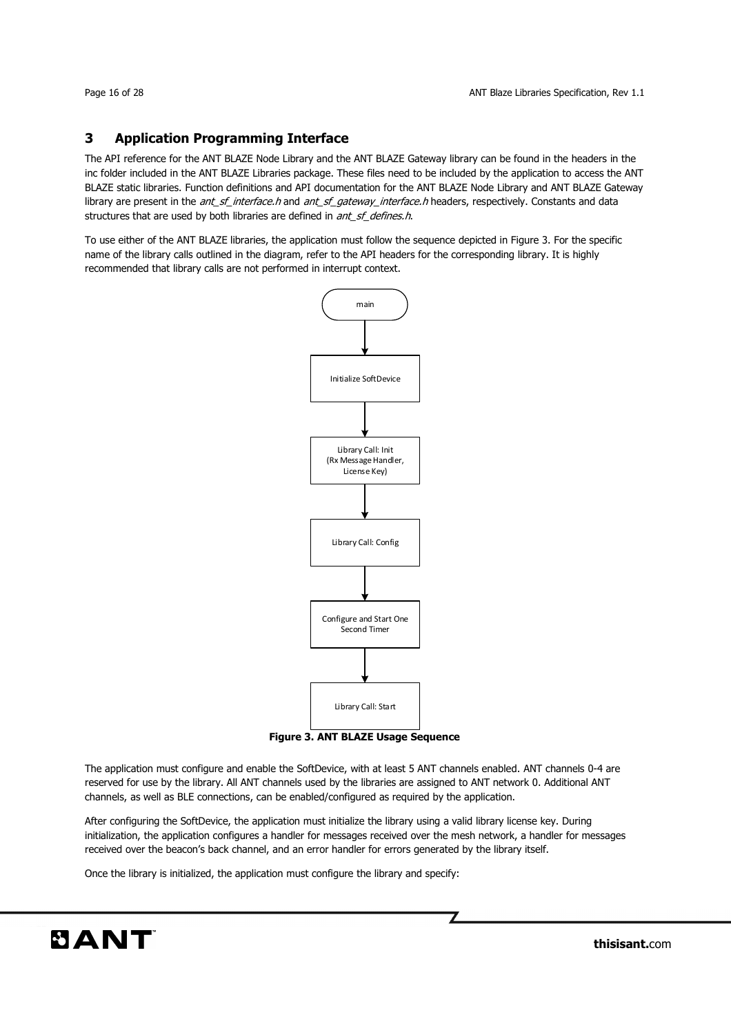## 3 Application Programming Interface

The API reference for the ANT BLAZE Node Library and the ANT BLAZE Gateway library can be found in the headers in the inc folder included in the ANT BLAZE Libraries package. These files need to be included by the application to access the ANT BLAZE static libraries. Function definitions and API documentation for the ANT BLAZE Node Library and ANT BLAZE Gateway library are present in the *ant_sf_interface.h* and *ant_sf_gateway_interface.h* headers, respectively. Constants and data structures that are used by both libraries are defined in *ant_sf_defines.h*.

To use either of the ANT BLAZE libraries, the application must follow the sequence depicted in Figure 3. For the specific name of the library calls outlined in the diagram, refer to the API headers for the corresponding library. It is highly recommended that library calls are not performed in interrupt context.

main → Initialize SoftDevice → Library Call: Init (Rx Message Handler, License Key) → Library Call: Config → Configure and Start One Second Timer → Library Call: Start

**Figure 3. ANT BLAZE Usage Sequence**

The application must configure and enable the SoftDevice, with at least 5 ANT channels enabled. ANT channels 0-4 are reserved for use by the library. All ANT channels used by the libraries are assigned to ANT network 0. Additional ANT channels, as well as BLE connections, can be enabled/configured as required by the application.

After configuring the SoftDevice, the application must initialize the library using a valid library license key. During initialization, the application configures a handler for messages received over the mesh network, a handler for messages received over the beacon's back channel, and an error handler for errors generated by the library itself.

Once the library is initialized, the application must configure the library and specify: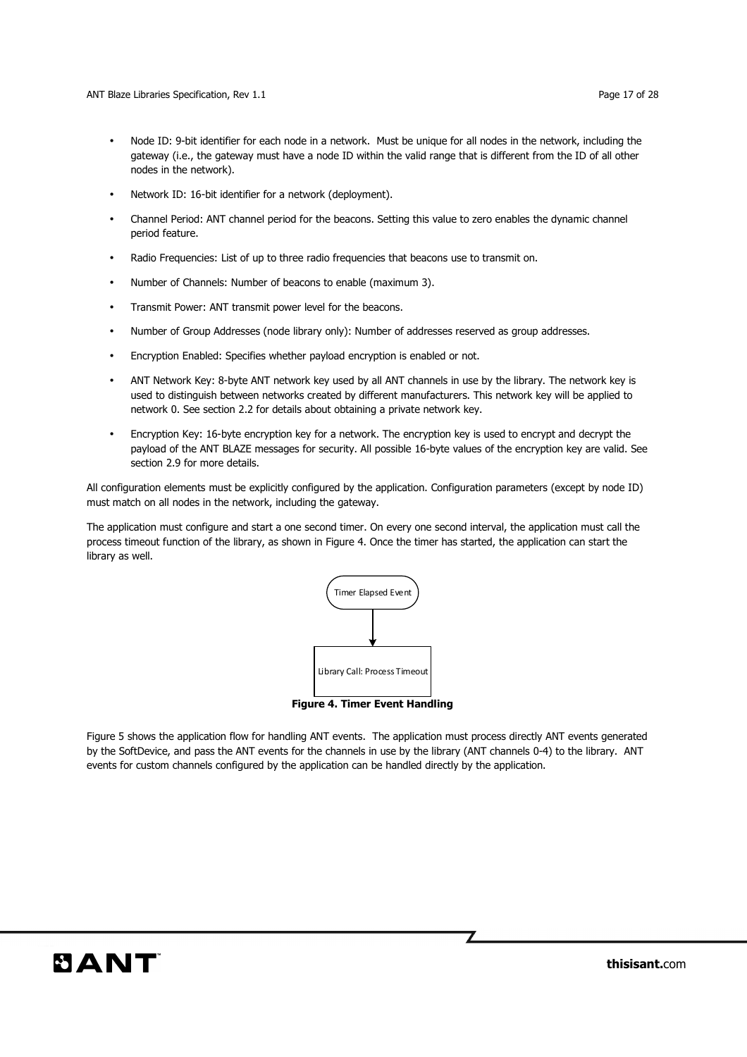- Node ID: 9-bit identifier for each node in a network. Must be unique for all nodes in the network, including the gateway (i.e., the gateway must have a node ID within the valid range that is different from the ID of all other nodes in the network).
- Network ID: 16-bit identifier for a network (deployment).
- Channel Period: ANT channel period for the beacons. Setting this value to zero enables the dynamic channel period feature.
- Radio Frequencies: List of up to three radio frequencies that beacons use to transmit on.
- Number of Channels: Number of beacons to enable (maximum 3).
- Transmit Power: ANT transmit power level for the beacons.
- Number of Group Addresses (node library only): Number of addresses reserved as group addresses.
- Encryption Enabled: Specifies whether payload encryption is enabled or not.
- ANT Network Key: 8-byte ANT network key used by all ANT channels in use by the library. The network key is used to distinguish between networks created by different manufacturers. This network key will be applied to network 0. See section 2.2 for details about obtaining a private network key.
- Encryption Key: 16-byte encryption key for a network. The encryption key is used to encrypt and decrypt the payload of the ANT BLAZE messages for security. All possible 16-byte values of the encryption key are valid. See section 2.9 for more details.

All configuration elements must be explicitly configured by the application. Configuration parameters (except by node ID) must match on all nodes in the network, including the gateway.

The application must configure and start a one second timer. On every one second interval, the application must call the process timeout function of the library, as shown in Figure 4. Once the timer has started, the application can start the library as well.

Timer Elapsed Event

Library Call: Process Timeout

**Figure 4. Timer Event Handling**

Figure 5 shows the application flow for handling ANT events. The application must process directly ANT events generated by the SoftDevice, and pass the ANT events for the channels in use by the library (ANT channels 0-4) to the library. ANT events for custom channels configured by the application can be handled directly by the application.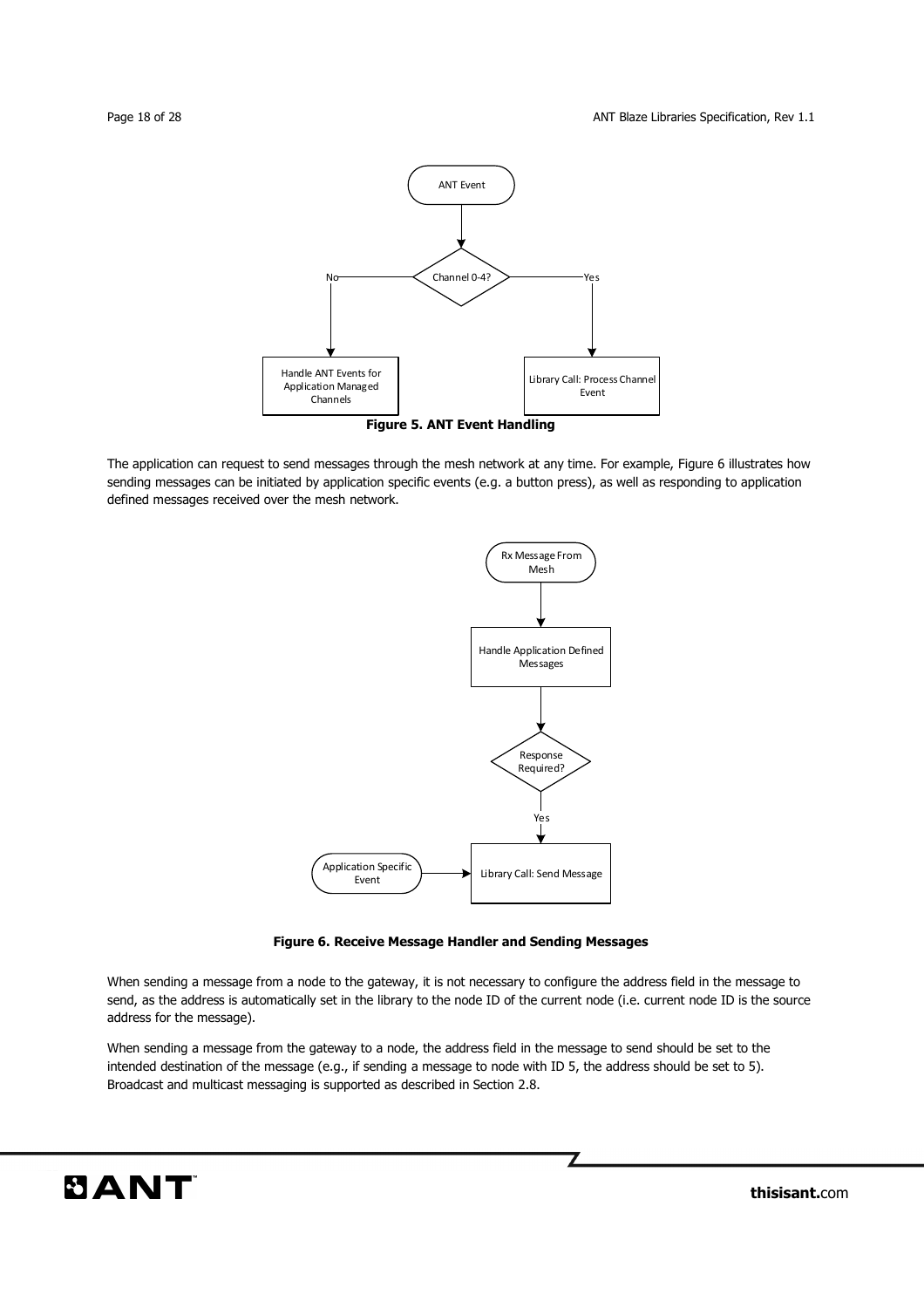ANT Event

Channel 0-4?

No

Yes

Handle ANT Events for Application Managed Channels

Library Call: Process Channel Event

**Figure 5. ANT Event Handling**

The application can request to send messages through the mesh network at any time. For example, Figure 6 illustrates how sending messages can be initiated by application specific events (e.g. a button press), as well as responding to application defined messages received over the mesh network.

Rx Message From Mesh

Handle Application Defined Messages

Response Required?

Yes

Application Specific Event

Library Call: Send Message

**Figure 6. Receive Message Handler and Sending Messages**

When sending a message from a node to the gateway, it is not necessary to configure the address field in the message to send, as the address is automatically set in the library to the node ID of the current node (i.e. current node ID is the source address for the message).

When sending a message from the gateway to a node, the address field in the message to send should be set to the intended destination of the message (e.g., if sending a message to node with ID 5, the address should be set to 5). Broadcast and multicast messaging is supported as described in Section 2.8.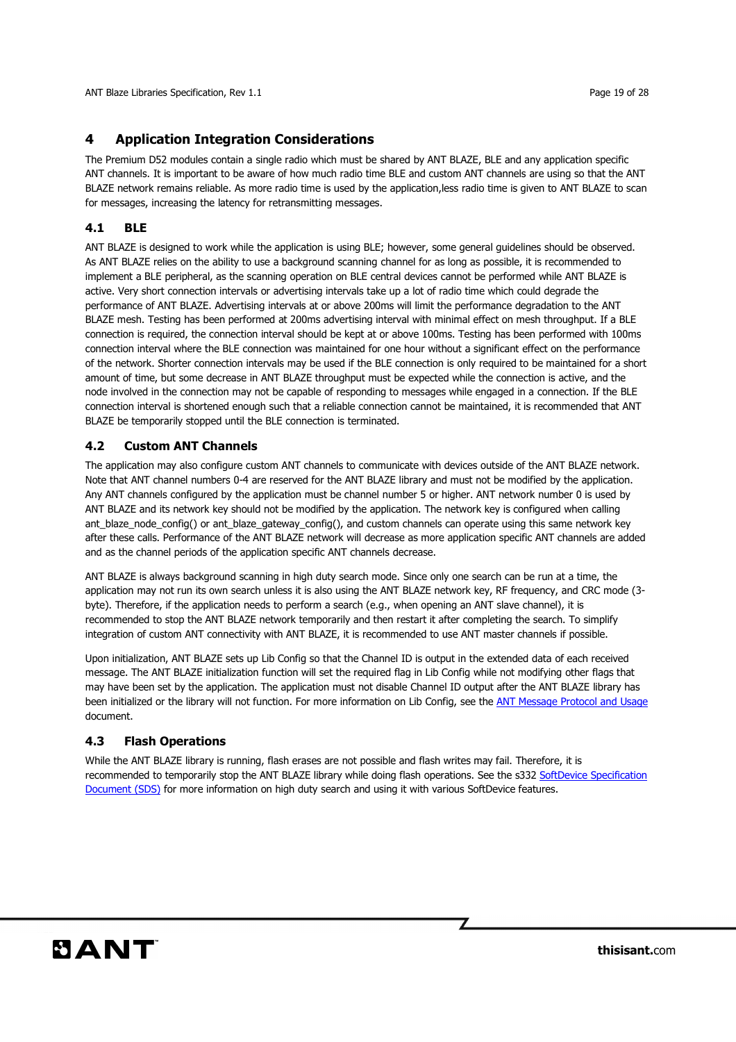# 4 Application Integration Considerations

The Premium D52 modules contain a single radio which must be shared by ANT BLAZE, BLE and any application specific ANT channels. It is important to be aware of how much radio time BLE and custom ANT channels are using so that the ANT BLAZE network remains reliable. As more radio time is used by the application,less radio time is given to ANT BLAZE to scan for messages, increasing the latency for retransmitting messages.

## 4.1 BLE

ANT BLAZE is designed to work while the application is using BLE; however, some general guidelines should be observed. As ANT BLAZE relies on the ability to use a background scanning channel for as long as possible, it is recommended to implement a BLE peripheral, as the scanning operation on BLE central devices cannot be performed while ANT BLAZE is active. Very short connection intervals or advertising intervals take up a lot of radio time which could degrade the performance of ANT BLAZE. Advertising intervals at or above 200ms will limit the performance degradation to the ANT BLAZE mesh. Testing has been performed at 200ms advertising interval with minimal effect on mesh throughput. If a BLE connection is required, the connection interval should be kept at or above 100ms. Testing has been performed with 100ms connection interval where the BLE connection was maintained for one hour without a significant effect on the performance of the network. Shorter connection intervals may be used if the BLE connection is only required to be maintained for a short amount of time, but some decrease in ANT BLAZE throughput must be expected while the connection is active, and the node involved in the connection may not be capable of responding to messages while engaged in a connection. If the BLE connection interval is shortened enough such that a reliable connection cannot be maintained, it is recommended that ANT BLAZE be temporarily stopped until the BLE connection is terminated.

## 4.2 Custom ANT Channels

The application may also configure custom ANT channels to communicate with devices outside of the ANT BLAZE network. Note that ANT channel numbers 0-4 are reserved for the ANT BLAZE library and must not be modified by the application. Any ANT channels configured by the application must be channel number 5 or higher. ANT network number 0 is used by ANT BLAZE and its network key should not be modified by the application. The network key is configured when calling ant_blaze_node_config() or ant_blaze_gateway_config(), and custom channels can operate using this same network key after these calls. Performance of the ANT BLAZE network will decrease as more application specific ANT channels are added and as the channel periods of the application specific ANT channels decrease.

ANT BLAZE is always background scanning in high duty search mode. Since only one search can be run at a time, the application may not run its own search unless it is also using the ANT BLAZE network key, RF frequency, and CRC mode (3-byte). Therefore, if the application needs to perform a search (e.g., when opening an ANT slave channel), it is recommended to stop the ANT BLAZE network temporarily and then restart it after completing the search. To simplify integration of custom ANT connectivity with ANT BLAZE, it is recommended to use ANT master channels if possible.

Upon initialization, ANT BLAZE sets up Lib Config so that the Channel ID is output in the extended data of each received message. The ANT BLAZE initialization function will set the required flag in Lib Config while not modifying other flags that may have been set by the application. The application must not disable Channel ID output after the ANT BLAZE library has been initialized or the library will not function. For more information on Lib Config, see the ANT Message Protocol and Usage document.

## 4.3 Flash Operations

While the ANT BLAZE library is running, flash erases are not possible and flash writes may fail. Therefore, it is recommended to temporarily stop the ANT BLAZE library while doing flash operations. See the s332 SoftDevice Specification Document (SDS) for more information on high duty search and using it with various SoftDevice features.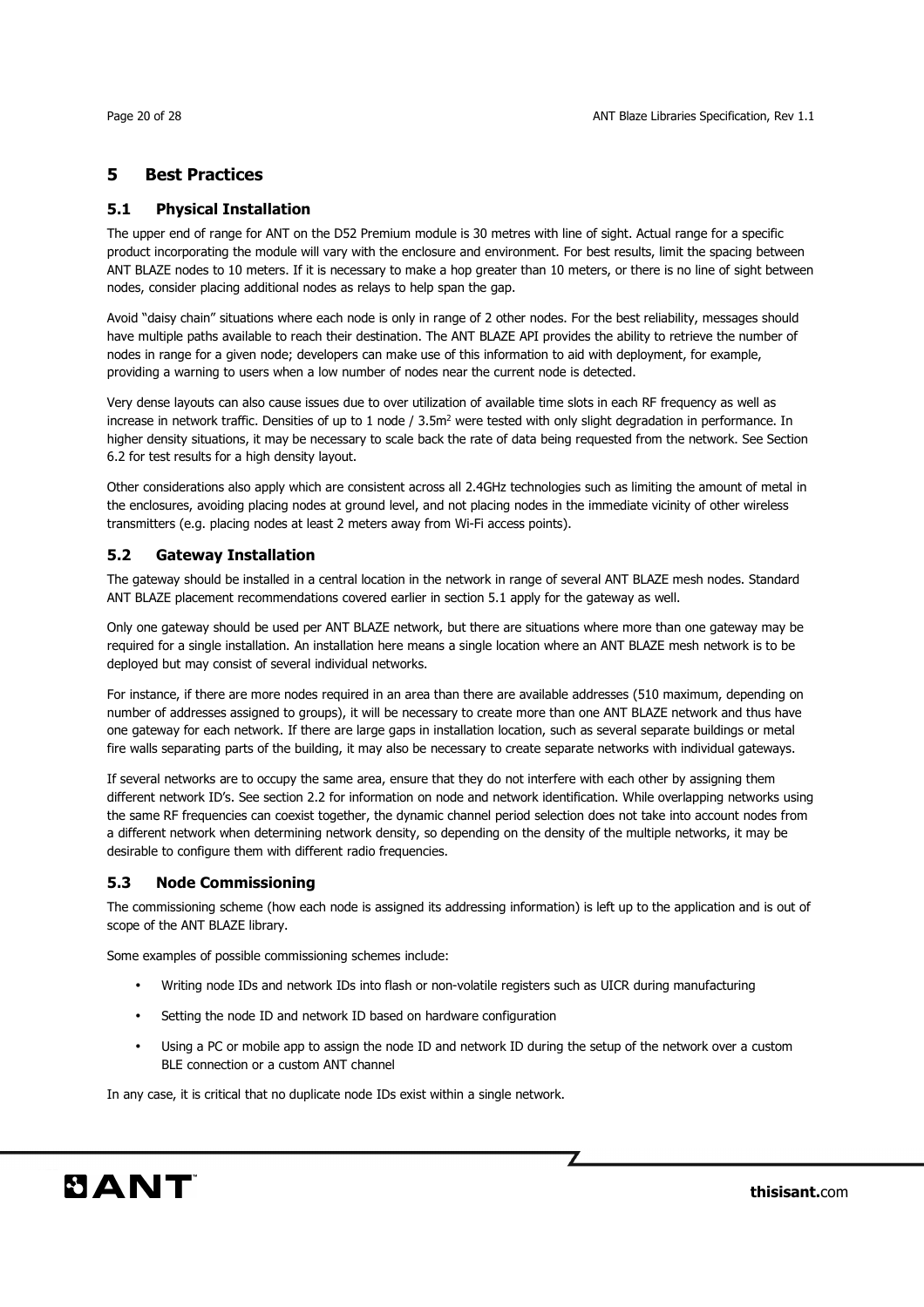# 5 Best Practices

## 5.1 Physical Installation

The upper end of range for ANT on the D52 Premium module is 30 metres with line of sight. Actual range for a specific product incorporating the module will vary with the enclosure and environment. For best results, limit the spacing between ANT BLAZE nodes to 10 meters. If it is necessary to make a hop greater than 10 meters, or there is no line of sight between nodes, consider placing additional nodes as relays to help span the gap.

Avoid "daisy chain" situations where each node is only in range of 2 other nodes. For the best reliability, messages should have multiple paths available to reach their destination. The ANT BLAZE API provides the ability to retrieve the number of nodes in range for a given node; developers can make use of this information to aid with deployment, for example, providing a warning to users when a low number of nodes near the current node is detected.

Very dense layouts can also cause issues due to over utilization of available time slots in each RF frequency as well as increase in network traffic. Densities of up to 1 node / 3.5m$^2$ were tested with only slight degradation in performance. In higher density situations, it may be necessary to scale back the rate of data being requested from the network. See Section 6.2 for test results for a high density layout.

Other considerations also apply which are consistent across all 2.4GHz technologies such as limiting the amount of metal in the enclosures, avoiding placing nodes at ground level, and not placing nodes in the immediate vicinity of other wireless transmitters (e.g. placing nodes at least 2 meters away from Wi-Fi access points).

## 5.2 Gateway Installation

The gateway should be installed in a central location in the network in range of several ANT BLAZE mesh nodes. Standard ANT BLAZE placement recommendations covered earlier in section 5.1 apply for the gateway as well.

Only one gateway should be used per ANT BLAZE network, but there are situations where more than one gateway may be required for a single installation. An installation here means a single location where an ANT BLAZE mesh network is to be deployed but may consist of several individual networks.

For instance, if there are more nodes required in an area than there are available addresses (510 maximum, depending on number of addresses assigned to groups), it will be necessary to create more than one ANT BLAZE network and thus have one gateway for each network. If there are large gaps in installation location, such as several separate buildings or metal fire walls separating parts of the building, it may also be necessary to create separate networks with individual gateways.

If several networks are to occupy the same area, ensure that they do not interfere with each other by assigning them different network ID's. See section 2.2 for information on node and network identification. While overlapping networks using the same RF frequencies can coexist together, the dynamic channel period selection does not take into account nodes from a different network when determining network density, so depending on the density of the multiple networks, it may be desirable to configure them with different radio frequencies.

## 5.3 Node Commissioning

The commissioning scheme (how each node is assigned its addressing information) is left up to the application and is out of scope of the ANT BLAZE library.

Some examples of possible commissioning schemes include:

- Writing node IDs and network IDs into flash or non-volatile registers such as UICR during manufacturing
- Setting the node ID and network ID based on hardware configuration
- Using a PC or mobile app to assign the node ID and network ID during the setup of the network over a custom BLE connection or a custom ANT channel

In any case, it is critical that no duplicate node IDs exist within a single network.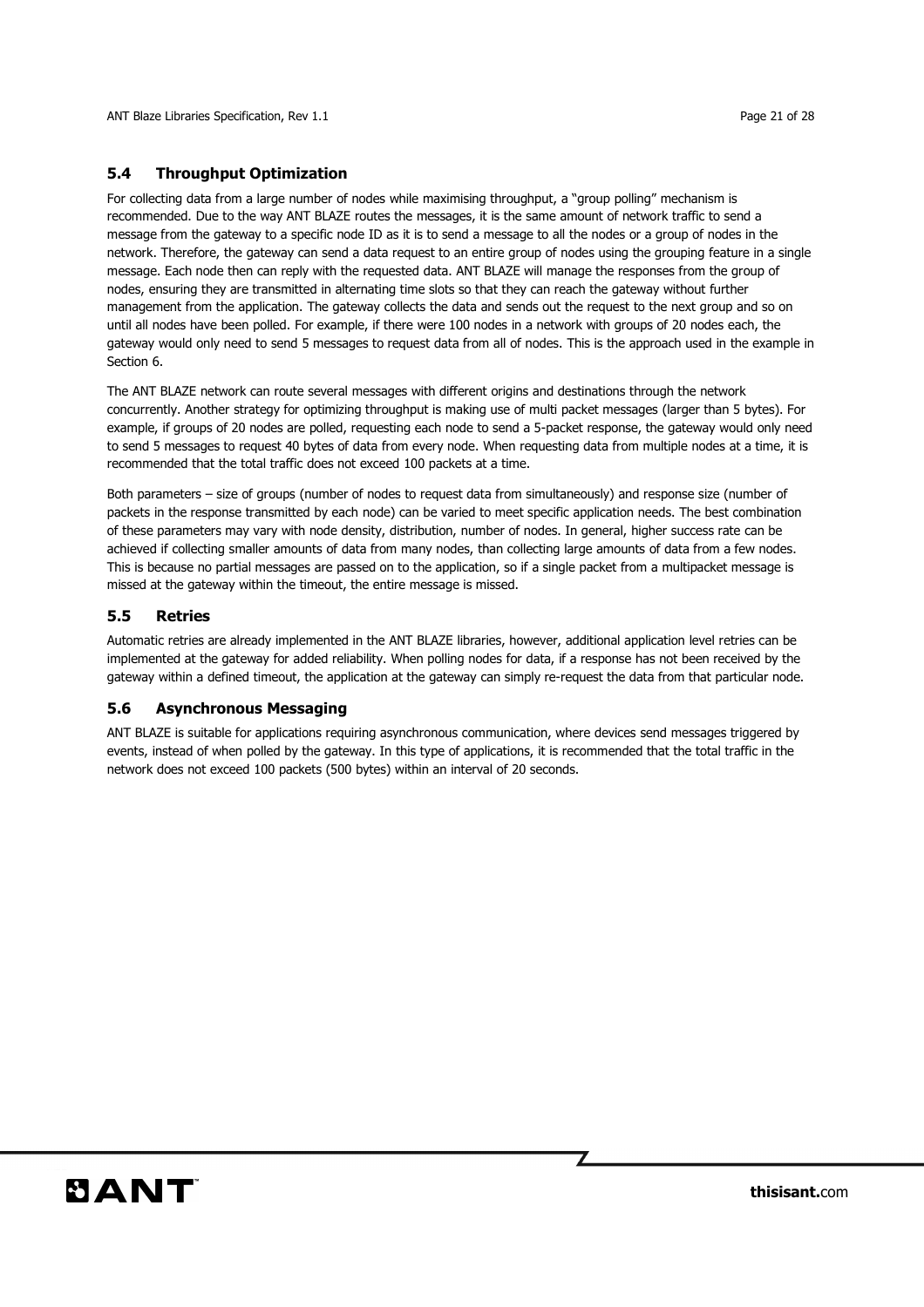## 5.4 Throughput Optimization

For collecting data from a large number of nodes while maximising throughput, a "group polling" mechanism is recommended. Due to the way ANT BLAZE routes the messages, it is the same amount of network traffic to send a message from the gateway to a specific node ID as it is to send a message to all the nodes or a group of nodes in the network. Therefore, the gateway can send a data request to an entire group of nodes using the grouping feature in a single message. Each node then can reply with the requested data. ANT BLAZE will manage the responses from the group of nodes, ensuring they are transmitted in alternating time slots so that they can reach the gateway without further management from the application. The gateway collects the data and sends out the request to the next group and so on until all nodes have been polled. For example, if there were 100 nodes in a network with groups of 20 nodes each, the gateway would only need to send 5 messages to request data from all of nodes. This is the approach used in the example in Section 6.

The ANT BLAZE network can route several messages with different origins and destinations through the network concurrently. Another strategy for optimizing throughput is making use of multi packet messages (larger than 5 bytes). For example, if groups of 20 nodes are polled, requesting each node to send a 5-packet response, the gateway would only need to send 5 messages to request 40 bytes of data from every node. When requesting data from multiple nodes at a time, it is recommended that the total traffic does not exceed 100 packets at a time.

Both parameters – size of groups (number of nodes to request data from simultaneously) and response size (number of packets in the response transmitted by each node) can be varied to meet specific application needs. The best combination of these parameters may vary with node density, distribution, number of nodes. In general, higher success rate can be achieved if collecting smaller amounts of data from many nodes, than collecting large amounts of data from a few nodes. This is because no partial messages are passed on to the application, so if a single packet from a multipacket message is missed at the gateway within the timeout, the entire message is missed.

## 5.5 Retries

Automatic retries are already implemented in the ANT BLAZE libraries, however, additional application level retries can be implemented at the gateway for added reliability. When polling nodes for data, if a response has not been received by the gateway within a defined timeout, the application at the gateway can simply re-request the data from that particular node.

## 5.6 Asynchronous Messaging

ANT BLAZE is suitable for applications requiring asynchronous communication, where devices send messages triggered by events, instead of when polled by the gateway. In this type of applications, it is recommended that the total traffic in the network does not exceed 100 packets (500 bytes) within an interval of 20 seconds.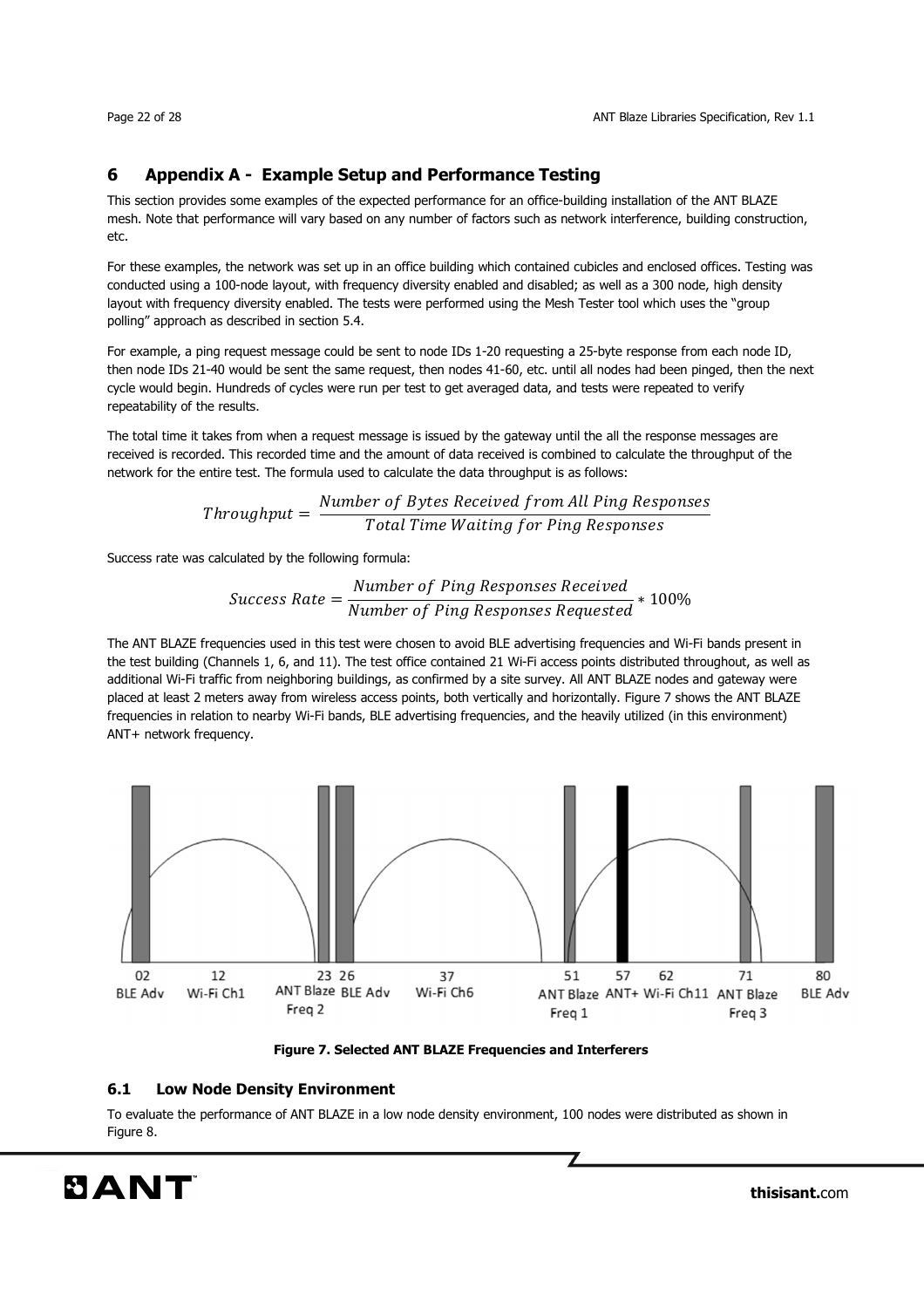## 6 Appendix A - Example Setup and Performance Testing

This section provides some examples of the expected performance for an office-building installation of the ANT BLAZE mesh. Note that performance will vary based on any number of factors such as network interference, building construction, etc.

For these examples, the network was set up in an office building which contained cubicles and enclosed offices. Testing was conducted using a 100-node layout, with frequency diversity enabled and disabled; as well as a 300 node, high density layout with frequency diversity enabled. The tests were performed using the Mesh Tester tool which uses the "group polling" approach as described in section 5.4.

For example, a ping request message could be sent to node IDs 1-20 requesting a 25-byte response from each node ID, then node IDs 21-40 would be sent the same request, then nodes 41-60, etc. until all nodes had been pinged, then the next cycle would begin. Hundreds of cycles were run per test to get averaged data, and tests were repeated to verify repeatability of the results.

The total time it takes from when a request message is issued by the gateway until the all the response messages are received is recorded. This recorded time and the amount of data received is combined to calculate the throughput of the network for the entire test. The formula used to calculate the data throughput is as follows:

$$Throughput = \frac{Number\ of\ Bytes\ Received\ from\ All\ Ping\ Responses}{Total\ Time\ Waiting\ for\ Ping\ Responses}$$

Success rate was calculated by the following formula:

$$Success\ Rate = \frac{Number\ of\ Ping\ Responses\ Received}{Number\ of\ Ping\ Responses\ Requested} * 100\%$$

The ANT BLAZE frequencies used in this test were chosen to avoid BLE advertising frequencies and Wi-Fi bands present in the test building (Channels 1, 6, and 11). The test office contained 21 Wi-Fi access points distributed throughout, as well as additional Wi-Fi traffic from neighboring buildings, as confirmed by a site survey. All ANT BLAZE nodes and gateway were placed at least 2 meters away from wireless access points, both vertically and horizontally. Figure 7 shows the ANT BLAZE frequencies in relation to nearby Wi-Fi bands, BLE advertising frequencies, and the heavily utilized (in this environment) ANT+ network frequency.

**Figure 7. Selected ANT BLAZE Frequencies and Interferers**

### 6.1 Low Node Density Environment

To evaluate the performance of ANT BLAZE in a low node density environment, 100 nodes were distributed as shown in Figure 8.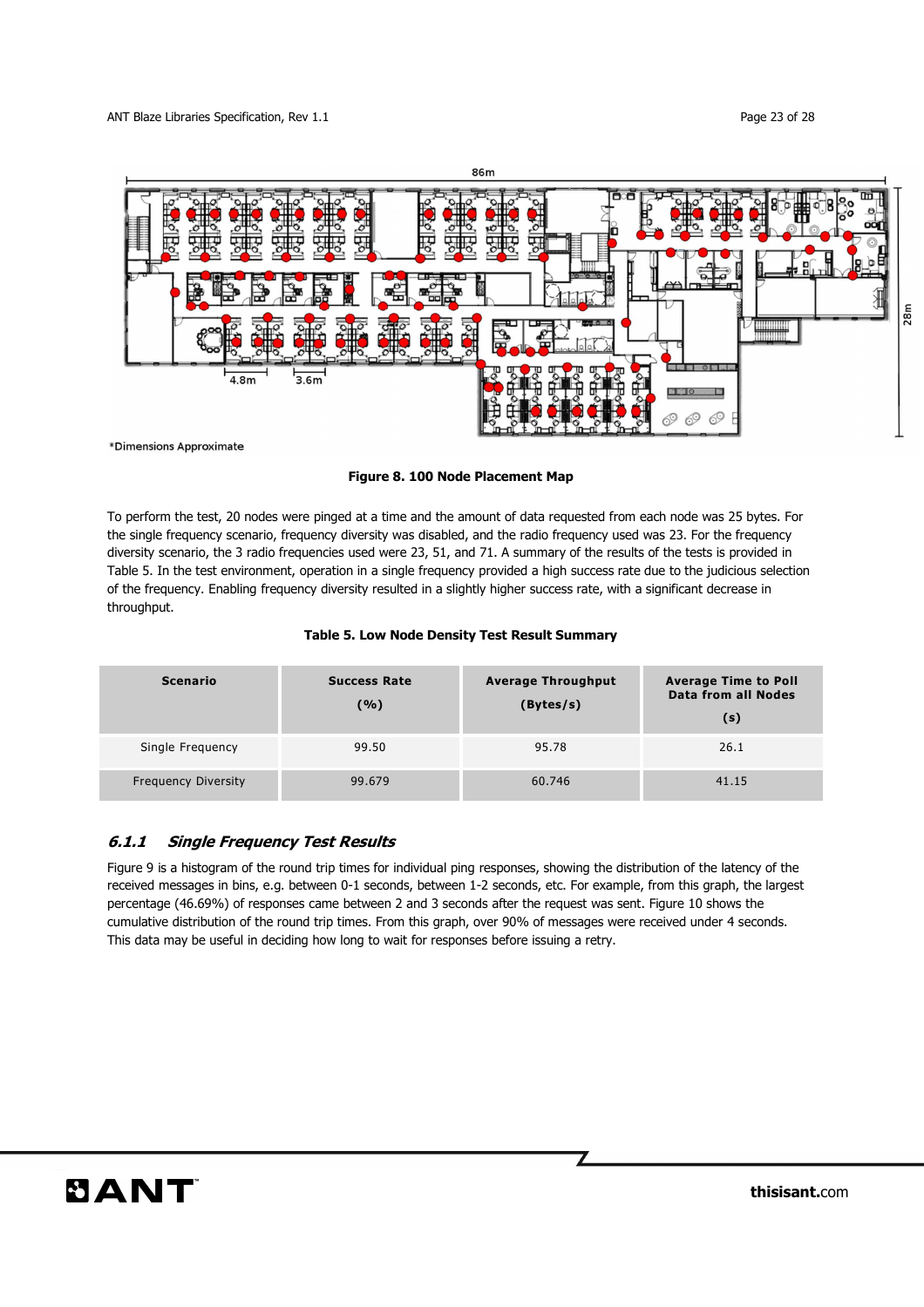86m

28m

4.8m

3.6m

*Dimensions Approximate

**Figure 8. 100 Node Placement Map**

To perform the test, 20 nodes were pinged at a time and the amount of data requested from each node was 25 bytes. For the single frequency scenario, frequency diversity was disabled, and the radio frequency used was 23. For the frequency diversity scenario, the 3 radio frequencies used were 23, 51, and 71. A summary of the results of the tests is provided in Table 5. In the test environment, operation in a single frequency provided a high success rate due to the judicious selection of the frequency. Enabling frequency diversity resulted in a slightly higher success rate, with a significant decrease in throughput.

**Table 5. Low Node Density Test Result Summary**

| Scenario | Success Rate (%) | Average Throughput (Bytes/s) | Average Time to Poll Data from all Nodes (s) |
|---|---|---|---|
| Single Frequency | 99.50 | 95.78 | 26.1 |
| Frequency Diversity | 99.679 | 60.746 | 41.15 |

### 6.1.1 *Single Frequency Test Results*

Figure 9 is a histogram of the round trip times for individual ping responses, showing the distribution of the latency of the received messages in bins, e.g. between 0-1 seconds, between 1-2 seconds, etc. For example, from this graph, the largest percentage (46.69%) of responses came between 2 and 3 seconds after the request was sent. Figure 10 shows the cumulative distribution of the round trip times. From this graph, over 90% of messages were received under 4 seconds. This data may be useful in deciding how long to wait for responses before issuing a retry.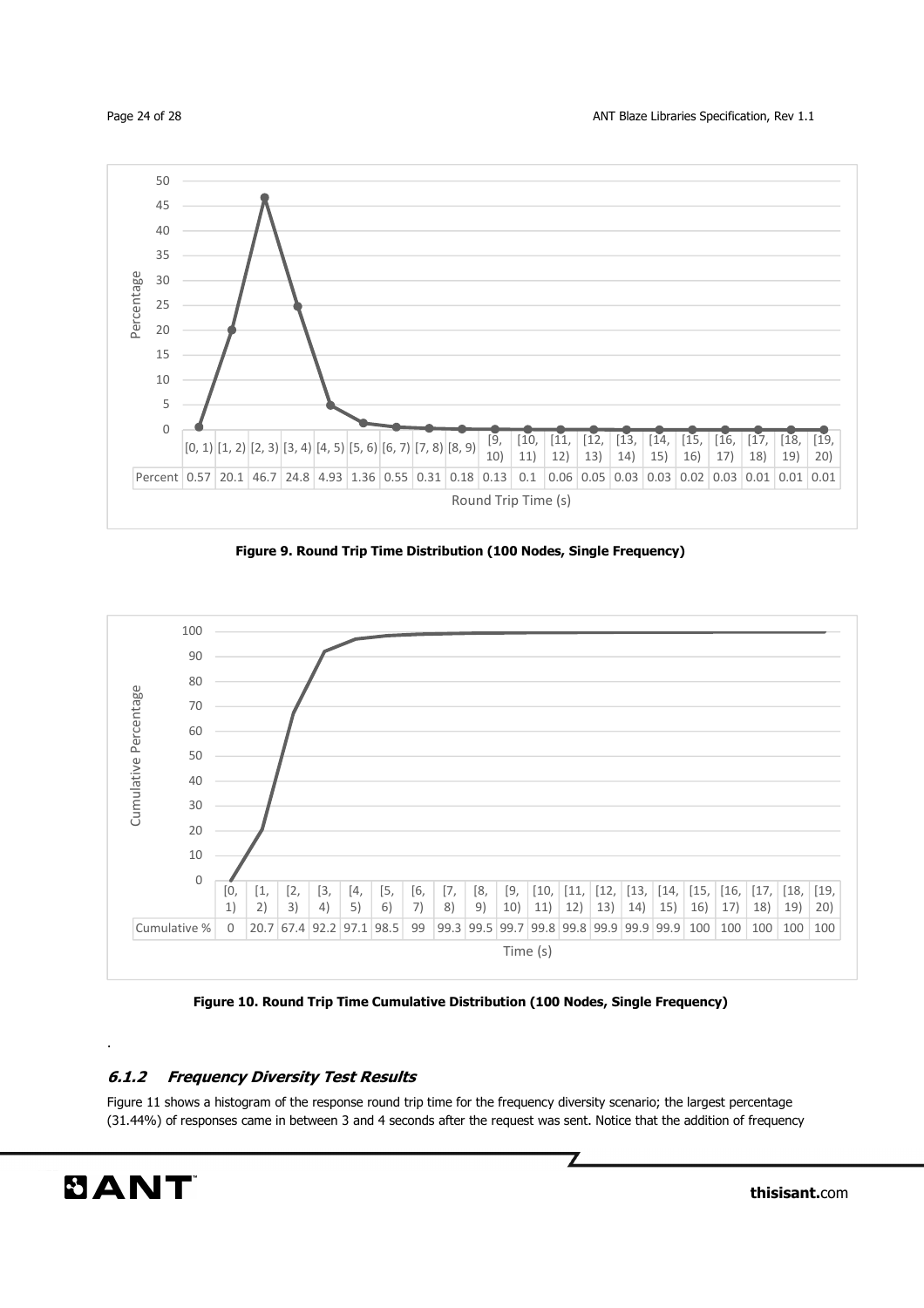| | [0, 1) | [1, 2) | [2, 3) | [3, 4) | [4, 5) | [5, 6) | [6, 7) | [7, 8) | [8, 9) | [9, 10) | [10, 11) | [11, 12) | [12, 13) | [13, 14) | [14, 15) | [15, 16) | [16, 17) | [17, 18) | [18, 19) | [19, 20) |
|---|---|---|---|---|---|---|---|---|---|---|---|---|---|---|---|---|---|---|---|---|
| Percent | 0.57 | 20.1 | 46.7 | 24.8 | 4.93 | 1.36 | 0.55 | 0.31 | 0.18 | 0.13 | 0.1 | 0.06 | 0.05 | 0.03 | 0.03 | 0.02 | 0.03 | 0.01 | 0.01 | 0.01 |

**Figure 9. Round Trip Time Distribution (100 Nodes, Single Frequency)**

| | [0, 1) | [1, 2) | [2, 3) | [3, 4) | [4, 5) | [5, 6) | [6, 7) | [7, 8) | [8, 9) | [9, 10) | [10, 11) | [11, 12) | [12, 13) | [13, 14) | [14, 15) | [15, 16) | [16, 17) | [17, 18) | [18, 19) | [19, 20) |
|---|---|---|---|---|---|---|---|---|---|---|---|---|---|---|---|---|---|---|---|---|
| Cumulative % | 0 | 20.7 | 67.4 | 92.2 | 97.1 | 98.5 | 99 | 99.3 | 99.5 | 99.7 | 99.8 | 99.8 | 99.9 | 99.9 | 99.9 | 100 | 100 | 100 | 100 | 100 |

**Figure 10. Round Trip Time Cumulative Distribution (100 Nodes, Single Frequency)**

.

### 6.1.2 Frequency Diversity Test Results

Figure 11 shows a histogram of the response round trip time for the frequency diversity scenario; the largest percentage (31.44%) of responses came in between 3 and 4 seconds after the request was sent. Notice that the addition of frequency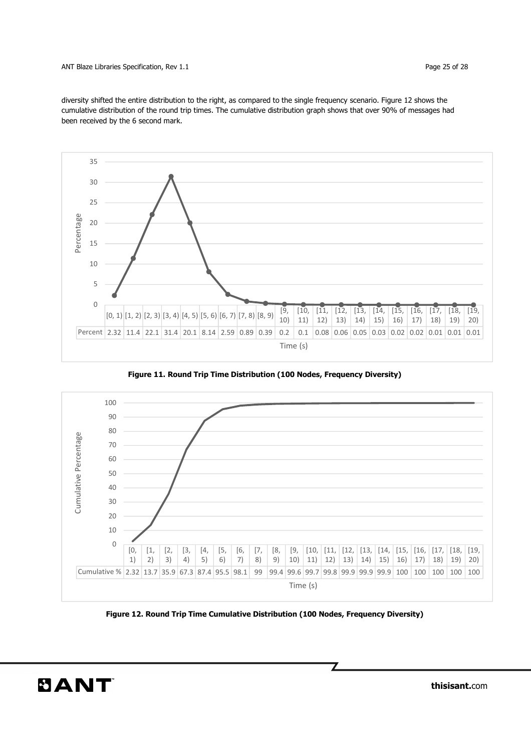diversity shifted the entire distribution to the right, as compared to the single frequency scenario. Figure 12 shows the cumulative distribution of the round trip times. The cumulative distribution graph shows that over 90% of messages had been received by the 6 second mark.

| Time (s) | [0, 1) | [1, 2) | [2, 3) | [3, 4) | [4, 5) | [5, 6) | [6, 7) | [7, 8) | [8, 9) | [9, 10) | [10, 11) | [11, 12) | [12, 13) | [13, 14) | [14, 15) | [15, 16) | [16, 17) | [17, 18) | [18, 19) | [19, 20) |
|---|---|---|---|---|---|---|---|---|---|---|---|---|---|---|---|---|---|---|---|---|
| Percent | 2.32 | 11.4 | 22.1 | 31.4 | 20.1 | 8.14 | 2.59 | 0.89 | 0.39 | 0.2 | 0.1 | 0.08 | 0.06 | 0.05 | 0.03 | 0.02 | 0.02 | 0.01 | 0.01 | 0.01 |

**Figure 11. Round Trip Time Distribution (100 Nodes, Frequency Diversity)**

| Time (s) | [0, 1) | [1, 2) | [2, 3) | [3, 4) | [4, 5) | [5, 6) | [6, 7) | [7, 8) | [8, 9) | [9, 10) | [10, 11) | [11, 12) | [12, 13) | [13, 14) | [14, 15) | [15, 16) | [16, 17) | [17, 18) | [18, 19) | [19, 20) |
|---|---|---|---|---|---|---|---|---|---|---|---|---|---|---|---|---|---|---|---|---|
| Cumulative % | 2.32 | 13.7 | 35.9 | 67.3 | 87.4 | 95.5 | 98.1 | 99 | 99.4 | 99.6 | 99.7 | 99.8 | 99.9 | 99.9 | 99.9 | 100 | 100 | 100 | 100 | 100 |

**Figure 12. Round Trip Time Cumulative Distribution (100 Nodes, Frequency Diversity)**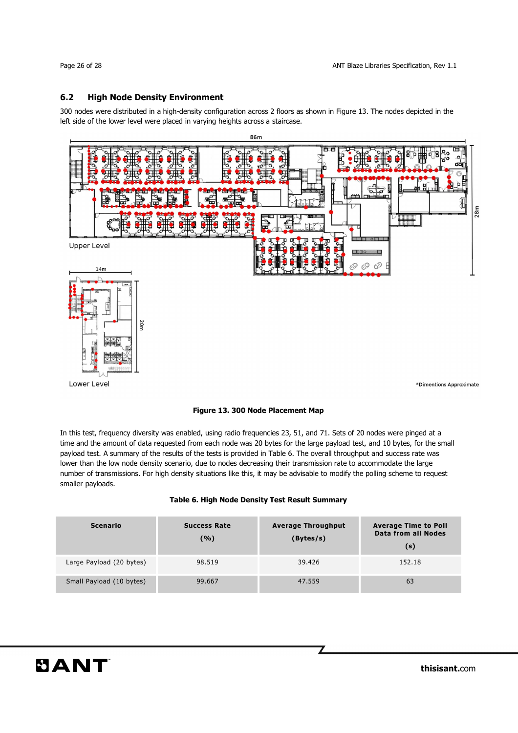## 6.2 High Node Density Environment

300 nodes were distributed in a high-density configuration across 2 floors as shown in Figure 13. The nodes depicted in the left side of the lower level were placed in varying heights across a staircase.

**Figure 13. 300 Node Placement Map**

In this test, frequency diversity was enabled, using radio frequencies 23, 51, and 71. Sets of 20 nodes were pinged at a time and the amount of data requested from each node was 20 bytes for the large payload test, and 10 bytes, for the small payload test. A summary of the results of the tests is provided in Table 6. The overall throughput and success rate was lower than the low node density scenario, due to nodes decreasing their transmission rate to accommodate the large number of transmissions. For high density situations like this, it may be advisable to modify the polling scheme to request smaller payloads.

**Table 6. High Node Density Test Result Summary**

| Scenario | Success Rate (%) | Average Throughput (Bytes/s) | Average Time to Poll Data from all Nodes (s) |
|---|---|---|---|
| Large Payload (20 bytes) | 98.519 | 39.426 | 152.18 |
| Small Payload (10 bytes) | 99.667 | 47.559 | 63 |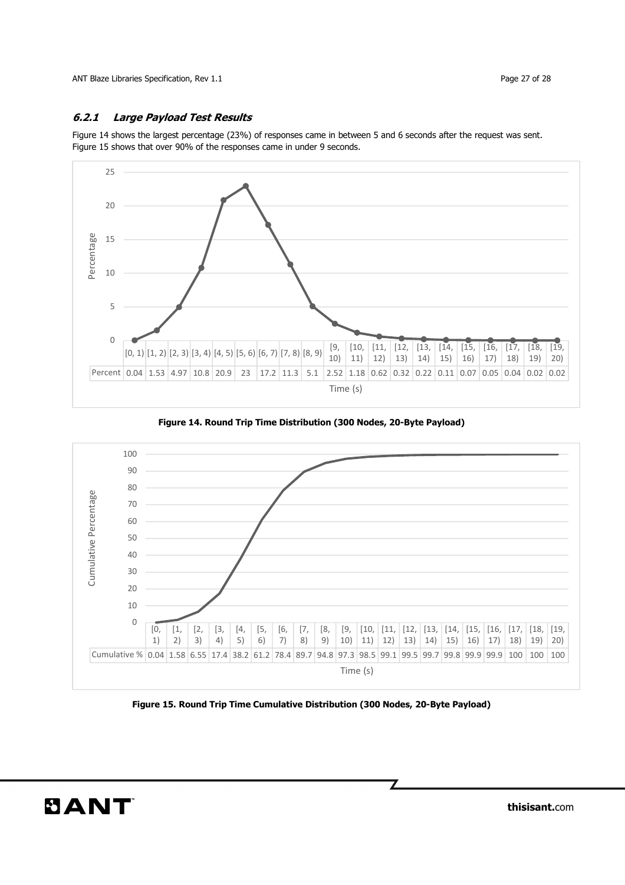### 6.2.1 Large Payload Test Results

Figure 14 shows the largest percentage (23%) of responses came in between 5 and 6 seconds after the request was sent. Figure 15 shows that over 90% of the responses came in under 9 seconds.

| Time (s) | [0, 1) | [1, 2) | [2, 3) | [3, 4) | [4, 5) | [5, 6) | [6, 7) | [7, 8) | [8, 9) | [9, 10) | [10, 11) | [11, 12) | [12, 13) | [13, 14) | [14, 15) | [15, 16) | [16, 17) | [17, 18) | [18, 19) | [19, 20) |
|---|---|---|---|---|---|---|---|---|---|---|---|---|---|---|---|---|---|---|---|---|
| Percent | 0.04 | 1.53 | 4.97 | 10.8 | 20.9 | 23 | 17.2 | 11.3 | 5.1 | 2.52 | 1.18 | 0.62 | 0.32 | 0.22 | 0.11 | 0.07 | 0.05 | 0.04 | 0.02 | 0.02 |

**Figure 14. Round Trip Time Distribution (300 Nodes, 20-Byte Payload)**

| Time (s) | [0, 1) | [1, 2) | [2, 3) | [3, 4) | [4, 5) | [5, 6) | [6, 7) | [7, 8) | [8, 9) | [9, 10) | [10, 11) | [11, 12) | [12, 13) | [13, 14) | [14, 15) | [15, 16) | [16, 17) | [17, 18) | [18, 19) | [19, 20) |
|---|---|---|---|---|---|---|---|---|---|---|---|---|---|---|---|---|---|---|---|---|
| Cumulative % | 0.04 | 1.58 | 6.55 | 17.4 | 38.2 | 61.2 | 78.4 | 89.7 | 94.8 | 97.3 | 98.5 | 99.1 | 99.5 | 99.7 | 99.8 | 99.9 | 99.9 | 100 | 100 | 100 |

**Figure 15. Round Trip Time Cumulative Distribution (300 Nodes, 20-Byte Payload)**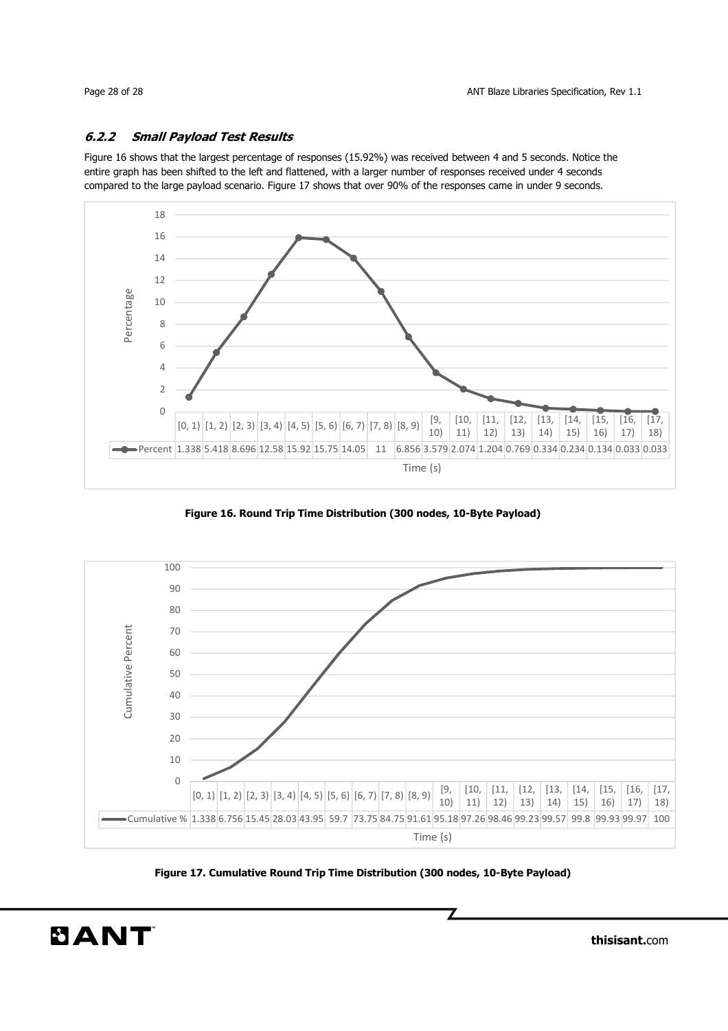### 6.2.2 *Small Payload Test Results*

Figure 16 shows that the largest percentage of responses (15.92%) was received between 4 and 5 seconds. Notice the entire graph has been shifted to the left and flattened, with a larger number of responses received under 4 seconds compared to the large payload scenario. Figure 17 shows that over 90% of the responses came in under 9 seconds.

Percentage

18
16
14
12
10
8
6
4
2
0

[0, 1) [1, 2) [2, 3) [3, 4) [4, 5) [5, 6) [6, 7) [7, 8) [8, 9) [9, 10) [10, 11) [11, 12) [12, 13) [13, 14) [14, 15) [15, 16) [16, 17) [17, 18)

Percent 1.338 5.418 8.696 12.58 15.92 15.75 14.05 11 6.856 3.579 2.074 1.204 0.769 0.334 0.234 0.134 0.033 0.033

Time (s)

**Figure 16. Round Trip Time Distribution (300 nodes, 10-Byte Payload)**

Cumulative Percent

100
90
80
70
60
50
40
30
20
10
0

[0, 1) [1, 2) [2, 3) [3, 4) [4, 5) [5, 6) [6, 7) [7, 8) [8, 9) [9, 10) [10, 11) [11, 12) [12, 13) [13, 14) [14, 15) [15, 16) [16, 17) [17, 18)

Cumulative % 1.338 6.756 15.45 28.03 43.95 59.7 73.75 84.75 91.61 95.18 97.26 98.46 99.23 99.57 99.8 99.93 99.97 100

Time (s)

**Figure 17. Cumulative Round Trip Time Distribution (300 nodes, 10-Byte Payload)**